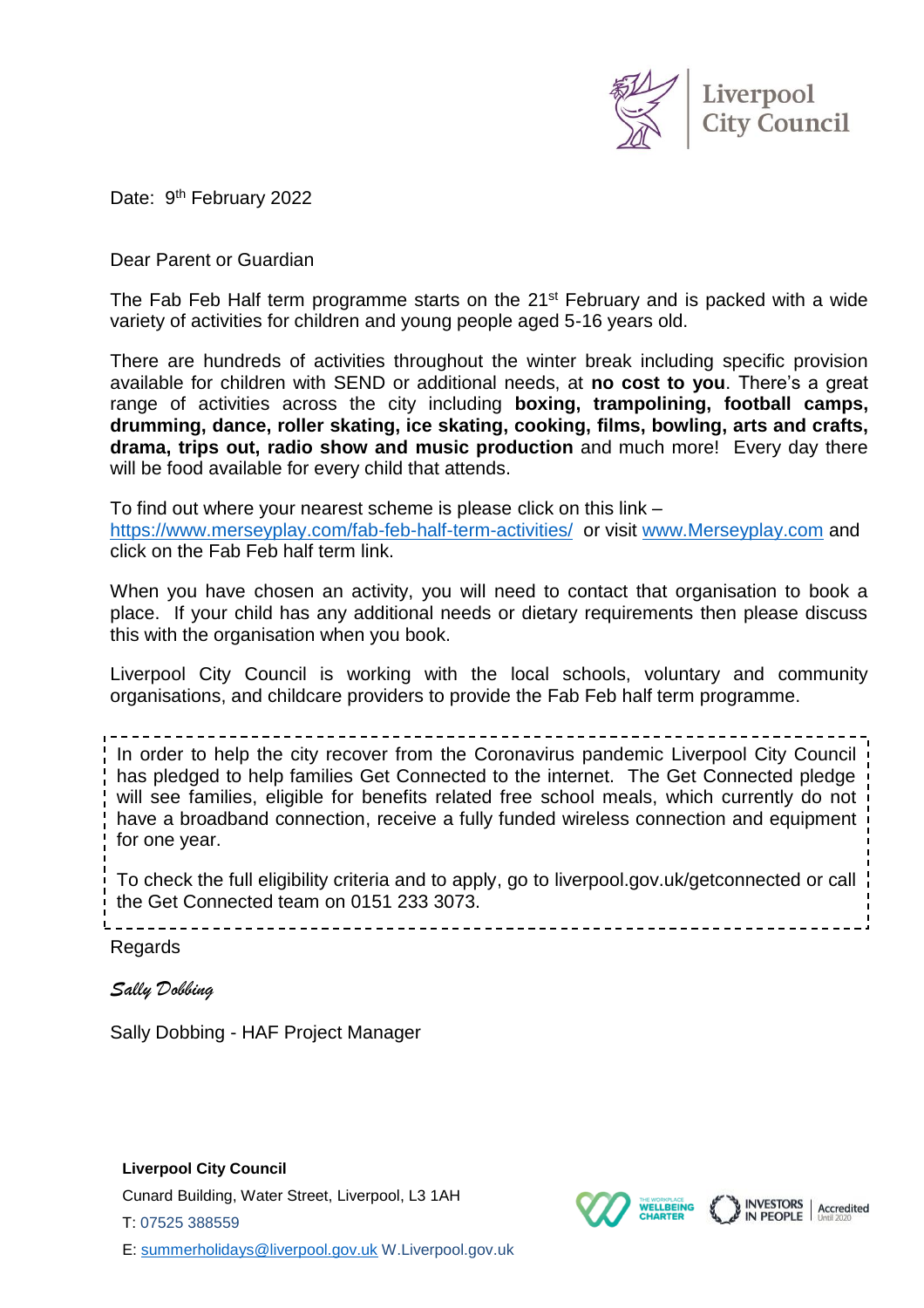Liverpool City Council

Date: 9th February 2022

Dear Parent or Guardian

The Fab Feb Half term programme starts on the 21st February and is packed with a wide variety of activities for children and young people aged 5-16 years old.

There are hundreds of activities throughout the winter break including specific provision available for children with SEND or additional needs, at **no cost to you**. There's a great range of activities across the city including **boxing, trampolining, football camps, drumming, dance, roller skating, ice skating, cooking, films, bowling, arts and crafts, drama, trips out, radio show and music production** and much more! Every day there will be food available for every child that attends.

To find out where your nearest scheme is please click on this link – https://www.merseyplay.com/fab-feb-half-term-activities/ or visit www.Merseyplay.com and click on the Fab Feb half term link.

When you have chosen an activity, you will need to contact that organisation to book a place. If your child has any additional needs or dietary requirements then please discuss this with the organisation when you book.

Liverpool City Council is working with the local schools, voluntary and community organisations, and childcare providers to provide the Fab Feb half term programme.

---

In order to help the city recover from the Coronavirus pandemic Liverpool City Council has pledged to help families Get Connected to the internet. The Get Connected pledge will see families, eligible for benefits related free school meals, which currently do not have a broadband connection, receive a fully funded wireless connection and equipment for one year.

To check the full eligibility criteria and to apply, go to liverpool.gov.uk/getconnected or call the Get Connected team on 0151 233 3073.

---

Regards

*Sally Dobbing*

Sally Dobbing - HAF Project Manager

**Liverpool City Council**
Cunard Building, Water Street, Liverpool, L3 1AH
T: 07525 388559
E: summerholidays@liverpool.gov.uk W.Liverpool.gov.uk

The Workplace Wellbeing Charter | Investors in People Accredited Until 2020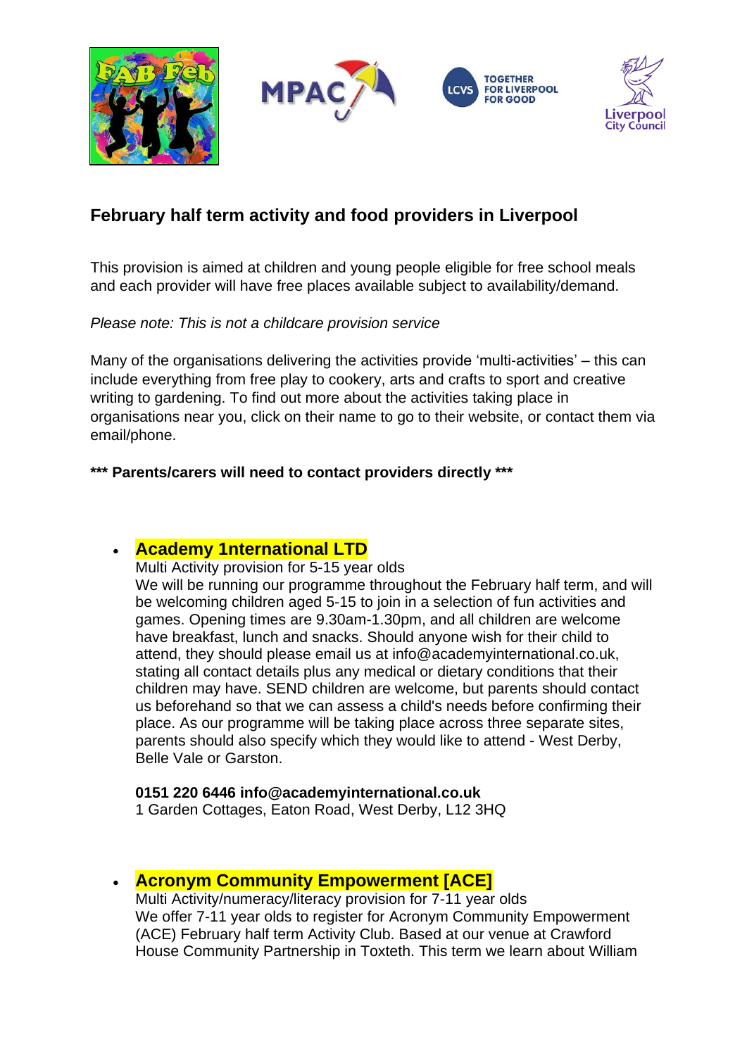## February half term activity and food providers in Liverpool

This provision is aimed at children and young people eligible for free school meals and each provider will have free places available subject to availability/demand.

*Please note: This is not a childcare provision service*

Many of the organisations delivering the activities provide 'multi-activities' – this can include everything from free play to cookery, arts and crafts to sport and creative writing to gardening. To find out more about the activities taking place in organisations near you, click on their name to go to their website, or contact them via email/phone.

**\*\*\* Parents/carers will need to contact providers directly \*\*\***

- ### Academy 1nternational LTD
  Multi Activity provision for 5-15 year olds
  We will be running our programme throughout the February half term, and will be welcoming children aged 5-15 to join in a selection of fun activities and games. Opening times are 9.30am-1.30pm, and all children are welcome have breakfast, lunch and snacks. Should anyone wish for their child to attend, they should please email us at info@academyinternational.co.uk, stating all contact details plus any medical or dietary conditions that their children may have. SEND children are welcome, but parents should contact us beforehand so that we can assess a child's needs before confirming their place. As our programme will be taking place across three separate sites, parents should also specify which they would like to attend - West Derby, Belle Vale or Garston.

  **0151 220 6446 info@academyinternational.co.uk**
  1 Garden Cottages, Eaton Road, West Derby, L12 3HQ

- ### Acronym Community Empowerment [ACE]
  Multi Activity/numeracy/literacy provision for 7-11 year olds
  We offer 7-11 year olds to register for Acronym Community Empowerment (ACE) February half term Activity Club. Based at our venue at Crawford House Community Partnership in Toxteth. This term we learn about William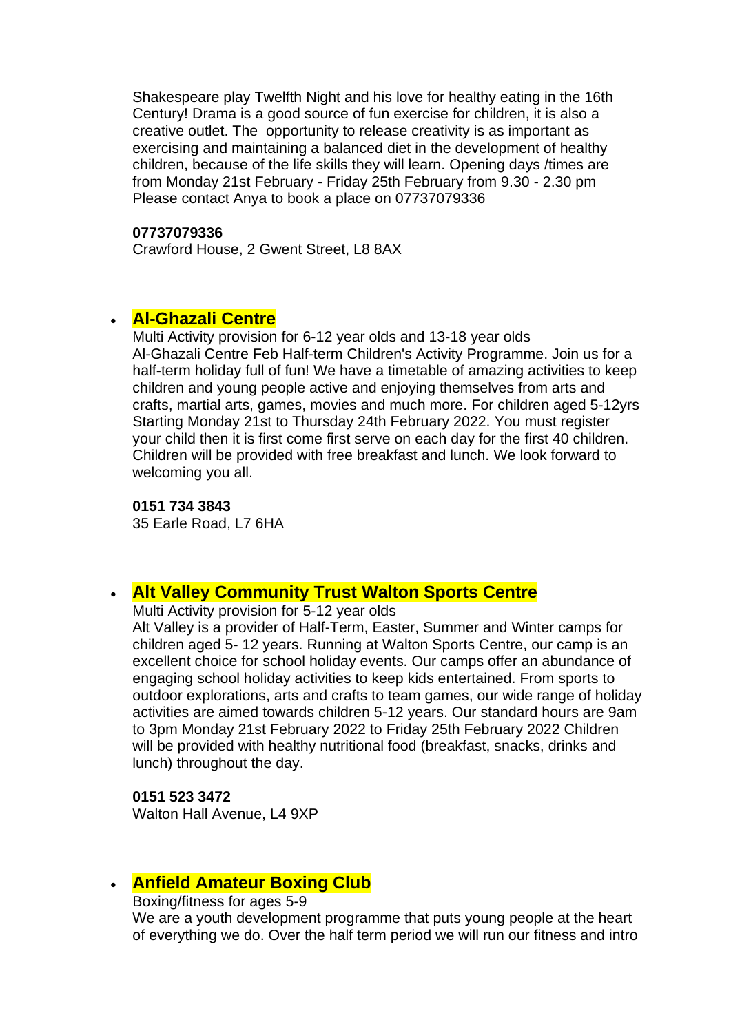Shakespeare play Twelfth Night and his love for healthy eating in the 16th Century! Drama is a good source of fun exercise for children, it is also a creative outlet. The opportunity to release creativity is as important as exercising and maintaining a balanced diet in the development of healthy children, because of the life skills they will learn. Opening days /times are from Monday 21st February - Friday 25th February from 9.30 - 2.30 pm Please contact Anya to book a place on 07737079336

**07737079336**
Crawford House, 2 Gwent Street, L8 8AX

- **Al-Ghazali Centre**
  Multi Activity provision for 6-12 year olds and 13-18 year olds
  Al-Ghazali Centre Feb Half-term Children's Activity Programme. Join us for a half-term holiday full of fun! We have a timetable of amazing activities to keep children and young people active and enjoying themselves from arts and crafts, martial arts, games, movies and much more. For children aged 5-12yrs Starting Monday 21st to Thursday 24th February 2022. You must register your child then it is first come first serve on each day for the first 40 children. Children will be provided with free breakfast and lunch. We look forward to welcoming you all.

  **0151 734 3843**
  35 Earle Road, L7 6HA

- **Alt Valley Community Trust Walton Sports Centre**
  Multi Activity provision for 5-12 year olds
  Alt Valley is a provider of Half-Term, Easter, Summer and Winter camps for children aged 5- 12 years. Running at Walton Sports Centre, our camp is an excellent choice for school holiday events. Our camps offer an abundance of engaging school holiday activities to keep kids entertained. From sports to outdoor explorations, arts and crafts to team games, our wide range of holiday activities are aimed towards children 5-12 years. Our standard hours are 9am to 3pm Monday 21st February 2022 to Friday 25th February 2022 Children will be provided with healthy nutritional food (breakfast, snacks, drinks and lunch) throughout the day.

  **0151 523 3472**
  Walton Hall Avenue, L4 9XP

- **Anfield Amateur Boxing Club**
  Boxing/fitness for ages 5-9
  We are a youth development programme that puts young people at the heart of everything we do. Over the half term period we will run our fitness and intro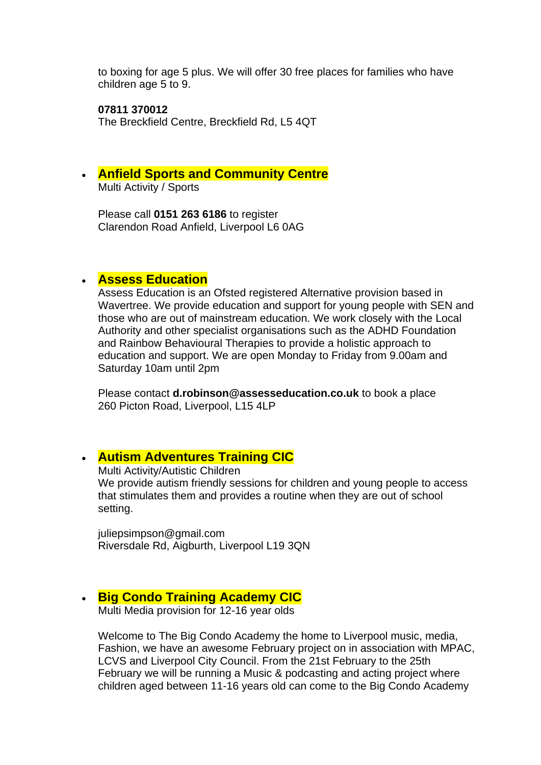to boxing for age 5 plus. We will offer 30 free places for families who have children age 5 to 9.

**07811 370012**
The Breckfield Centre, Breckfield Rd, L5 4QT

- **Anfield Sports and Community Centre**
  Multi Activity / Sports

  Please call **0151 263 6186** to register
  Clarendon Road Anfield, Liverpool L6 0AG

- **Assess Education**
  Assess Education is an Ofsted registered Alternative provision based in Wavertree. We provide education and support for young people with SEN and those who are out of mainstream education. We work closely with the Local Authority and other specialist organisations such as the ADHD Foundation and Rainbow Behavioural Therapies to provide a holistic approach to education and support. We are open Monday to Friday from 9.00am and Saturday 10am until 2pm

  Please contact **d.robinson@assesseducation.co.uk** to book a place
  260 Picton Road, Liverpool, L15 4LP

- **Autism Adventures Training CIC**
  Multi Activity/Autistic Children
  We provide autism friendly sessions for children and young people to access that stimulates them and provides a routine when they are out of school setting.

  juliepsimpson@gmail.com
  Riversdale Rd, Aigburth, Liverpool L19 3QN

- **Big Condo Training Academy CIC**
  Multi Media provision for 12-16 year olds

  Welcome to The Big Condo Academy the home to Liverpool music, media, Fashion, we have an awesome February project on in association with MPAC, LCVS and Liverpool City Council. From the 21st February to the 25th February we will be running a Music & podcasting and acting project where children aged between 11-16 years old can come to the Big Condo Academy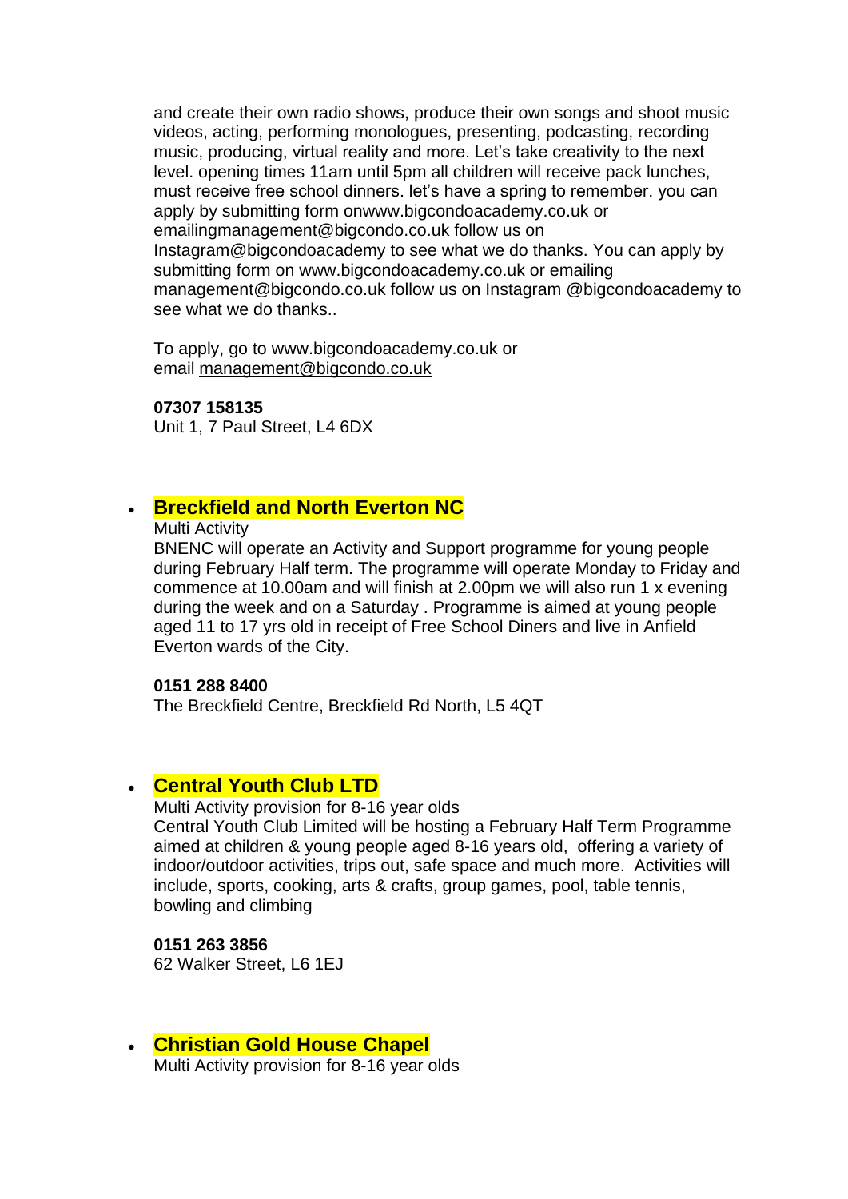and create their own radio shows, produce their own songs and shoot music videos, acting, performing monologues, presenting, podcasting, recording music, producing, virtual reality and more. Let's take creativity to the next level. opening times 11am until 5pm all children will receive pack lunches, must receive free school dinners. let's have a spring to remember. you can apply by submitting form onwww.bigcondoacademy.co.uk or emailingmanagement@bigcondo.co.uk follow us on Instagram@bigcondoacademy to see what we do thanks. You can apply by submitting form on www.bigcondoacademy.co.uk or emailing management@bigcondo.co.uk follow us on Instagram @bigcondoacademy to see what we do thanks..

To apply, go to www.bigcondoacademy.co.uk or email management@bigcondo.co.uk

**07307 158135**
Unit 1, 7 Paul Street, L4 6DX

- **Breckfield and North Everton NC**
  Multi Activity
  BNENC will operate an Activity and Support programme for young people during February Half term. The programme will operate Monday to Friday and commence at 10.00am and will finish at 2.00pm we will also run 1 x evening during the week and on a Saturday . Programme is aimed at young people aged 11 to 17 yrs old in receipt of Free School Diners and live in Anfield Everton wards of the City.

  **0151 288 8400**
  The Breckfield Centre, Breckfield Rd North, L5 4QT

- **Central Youth Club LTD**
  Multi Activity provision for 8-16 year olds
  Central Youth Club Limited will be hosting a February Half Term Programme aimed at children & young people aged 8-16 years old, offering a variety of indoor/outdoor activities, trips out, safe space and much more. Activities will include, sports, cooking, arts & crafts, group games, pool, table tennis, bowling and climbing

  **0151 263 3856**
  62 Walker Street, L6 1EJ

- **Christian Gold House Chapel**
  Multi Activity provision for 8-16 year olds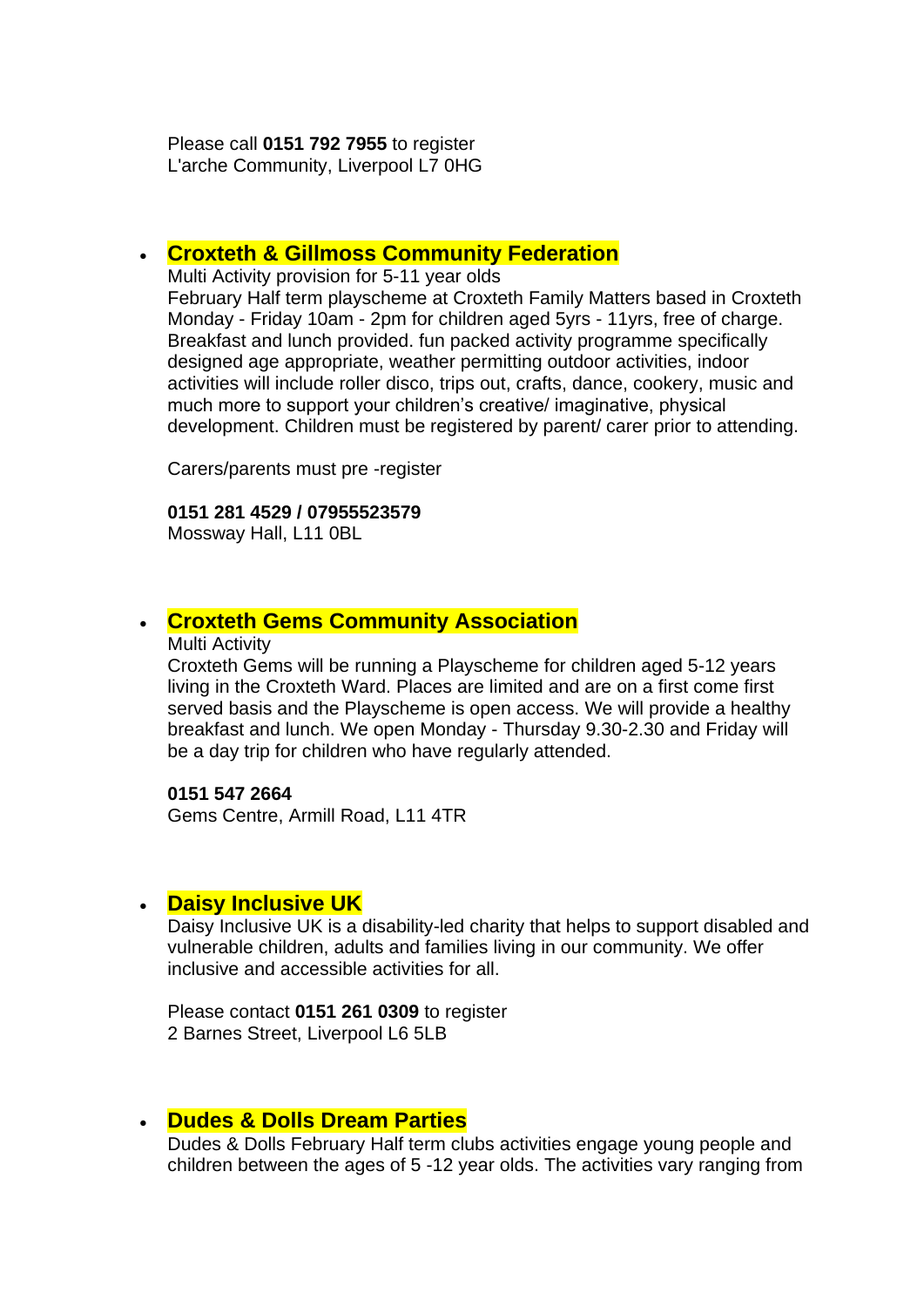Please call **0151 792 7955** to register
L'arche Community, Liverpool L7 0HG

- **Croxteth & Gillmoss Community Federation**
  Multi Activity provision for 5-11 year olds
  February Half term playscheme at Croxteth Family Matters based in Croxteth Monday - Friday 10am - 2pm for children aged 5yrs - 11yrs, free of charge. Breakfast and lunch provided. fun packed activity programme specifically designed age appropriate, weather permitting outdoor activities, indoor activities will include roller disco, trips out, crafts, dance, cookery, music and much more to support your children's creative/ imaginative, physical development. Children must be registered by parent/ carer prior to attending.

  Carers/parents must pre -register

  **0151 281 4529 / 07955523579**
  Mossway Hall, L11 0BL

- **Croxteth Gems Community Association**
  Multi Activity
  Croxteth Gems will be running a Playscheme for children aged 5-12 years living in the Croxteth Ward. Places are limited and are on a first come first served basis and the Playscheme is open access. We will provide a healthy breakfast and lunch. We open Monday - Thursday 9.30-2.30 and Friday will be a day trip for children who have regularly attended.

  **0151 547 2664**
  Gems Centre, Armill Road, L11 4TR

- **Daisy Inclusive UK**
  Daisy Inclusive UK is a disability-led charity that helps to support disabled and vulnerable children, adults and families living in our community. We offer inclusive and accessible activities for all.

  Please contact **0151 261 0309** to register
  2 Barnes Street, Liverpool L6 5LB

- **Dudes & Dolls Dream Parties**
  Dudes & Dolls February Half term clubs activities engage young people and children between the ages of 5 -12 year olds. The activities vary ranging from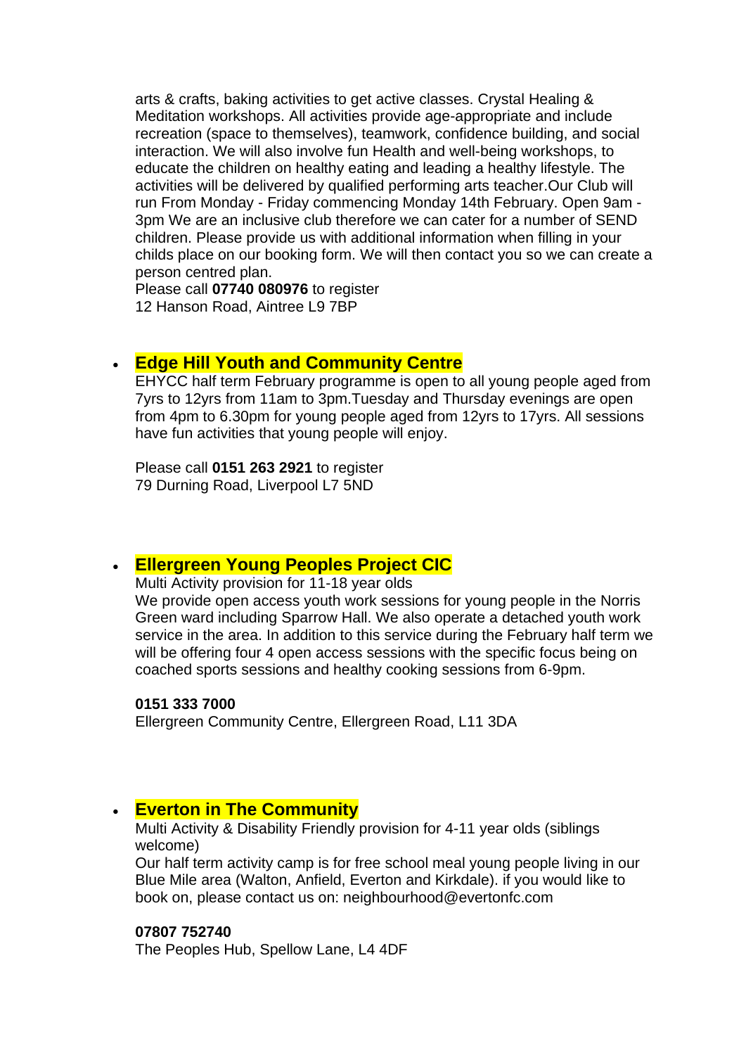arts & crafts, baking activities to get active classes. Crystal Healing & Meditation workshops. All activities provide age-appropriate and include recreation (space to themselves), teamwork, confidence building, and social interaction. We will also involve fun Health and well-being workshops, to educate the children on healthy eating and leading a healthy lifestyle. The activities will be delivered by qualified performing arts teacher.Our Club will run From Monday - Friday commencing Monday 14th February. Open 9am - 3pm We are an inclusive club therefore we can cater for a number of SEND children. Please provide us with additional information when filling in your childs place on our booking form. We will then contact you so we can create a person centred plan.
Please call **07740 080976** to register
12 Hanson Road, Aintree L9 7BP

- **Edge Hill Youth and Community Centre**
  EHYCC half term February programme is open to all young people aged from 7yrs to 12yrs from 11am to 3pm.Tuesday and Thursday evenings are open from 4pm to 6.30pm for young people aged from 12yrs to 17yrs. All sessions have fun activities that young people will enjoy.

  Please call **0151 263 2921** to register
  79 Durning Road, Liverpool L7 5ND

- **Ellergreen Young Peoples Project CIC**
  Multi Activity provision for 11-18 year olds
  We provide open access youth work sessions for young people in the Norris Green ward including Sparrow Hall. We also operate a detached youth work service in the area. In addition to this service during the February half term we will be offering four 4 open access sessions with the specific focus being on coached sports sessions and healthy cooking sessions from 6-9pm.

  **0151 333 7000**
  Ellergreen Community Centre, Ellergreen Road, L11 3DA

- **Everton in The Community**
  Multi Activity & Disability Friendly provision for 4-11 year olds (siblings welcome)
  Our half term activity camp is for free school meal young people living in our Blue Mile area (Walton, Anfield, Everton and Kirkdale). if you would like to book on, please contact us on: neighbourhood@evertonfc.com

  **07807 752740**
  The Peoples Hub, Spellow Lane, L4 4DF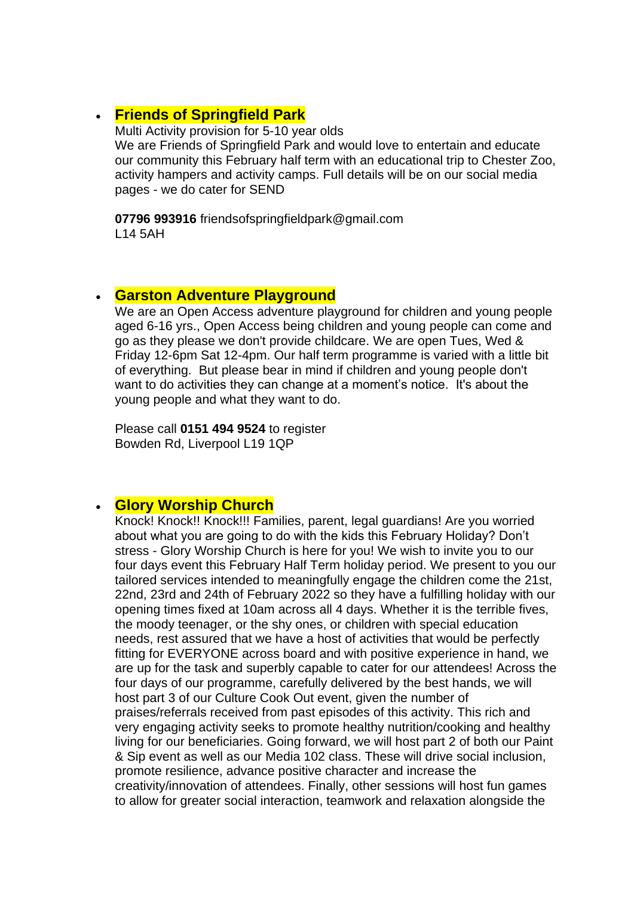- **Friends of Springfield Park**

  Multi Activity provision for 5-10 year olds

  We are Friends of Springfield Park and would love to entertain and educate our community this February half term with an educational trip to Chester Zoo, activity hampers and activity camps. Full details will be on our social media pages - we do cater for SEND

  **07796 993916** friendsofspringfieldpark@gmail.com
  L14 5AH

- **Garston Adventure Playground**

  We are an Open Access adventure playground for children and young people aged 6-16 yrs., Open Access being children and young people can come and go as they please we don't provide childcare. We are open Tues, Wed & Friday 12-6pm Sat 12-4pm. Our half term programme is varied with a little bit of everything. But please bear in mind if children and young people don't want to do activities they can change at a moment's notice. It's about the young people and what they want to do.

  Please call **0151 494 9524** to register
  Bowden Rd, Liverpool L19 1QP

- **Glory Worship Church**

  Knock! Knock!! Knock!!! Families, parent, legal guardians! Are you worried about what you are going to do with the kids this February Holiday? Don't stress - Glory Worship Church is here for you! We wish to invite you to our four days event this February Half Term holiday period. We present to you our tailored services intended to meaningfully engage the children come the 21st, 22nd, 23rd and 24th of February 2022 so they have a fulfilling holiday with our opening times fixed at 10am across all 4 days. Whether it is the terrible fives, the moody teenager, or the shy ones, or children with special education needs, rest assured that we have a host of activities that would be perfectly fitting for EVERYONE across board and with positive experience in hand, we are up for the task and superbly capable to cater for our attendees! Across the four days of our programme, carefully delivered by the best hands, we will host part 3 of our Culture Cook Out event, given the number of praises/referrals received from past episodes of this activity. This rich and very engaging activity seeks to promote healthy nutrition/cooking and healthy living for our beneficiaries. Going forward, we will host part 2 of both our Paint & Sip event as well as our Media 102 class. These will drive social inclusion, promote resilience, advance positive character and increase the creativity/innovation of attendees. Finally, other sessions will host fun games to allow for greater social interaction, teamwork and relaxation alongside the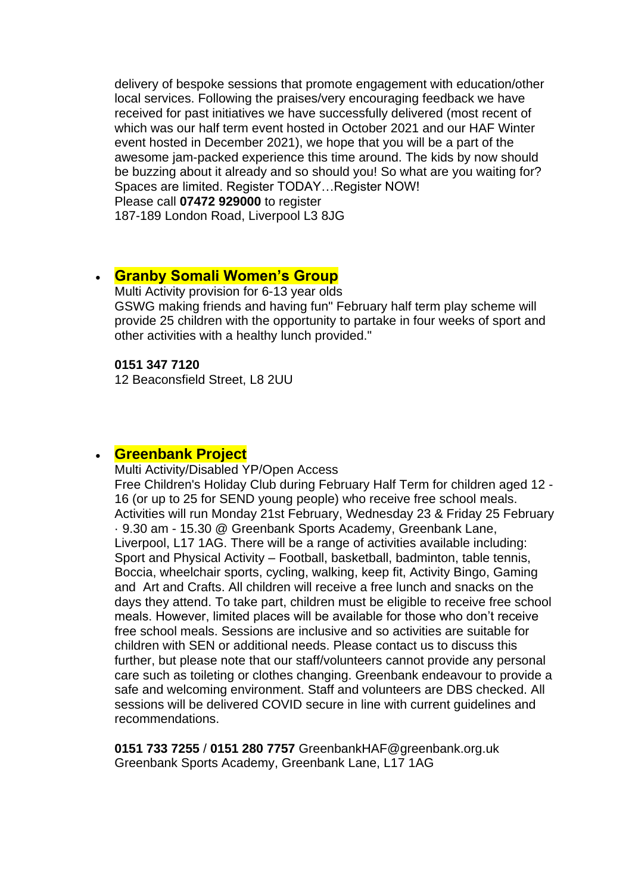delivery of bespoke sessions that promote engagement with education/other local services. Following the praises/very encouraging feedback we have received for past initiatives we have successfully delivered (most recent of which was our half term event hosted in October 2021 and our HAF Winter event hosted in December 2021), we hope that you will be a part of the awesome jam-packed experience this time around. The kids by now should be buzzing about it already and so should you! So what are you waiting for? Spaces are limited. Register TODAY…Register NOW!
Please call **07472 929000** to register
187-189 London Road, Liverpool L3 8JG

- **Granby Somali Women's Group**
  Multi Activity provision for 6-13 year olds
  GSWG making friends and having fun" February half term play scheme will provide 25 children with the opportunity to partake in four weeks of sport and other activities with a healthy lunch provided."

  **0151 347 7120**
  12 Beaconsfield Street, L8 2UU

- **Greenbank Project**
  Multi Activity/Disabled YP/Open Access
  Free Children's Holiday Club during February Half Term for children aged 12 - 16 (or up to 25 for SEND young people) who receive free school meals. Activities will run Monday 21st February, Wednesday 23 & Friday 25 February · 9.30 am - 15.30 @ Greenbank Sports Academy, Greenbank Lane, Liverpool, L17 1AG. There will be a range of activities available including: Sport and Physical Activity – Football, basketball, badminton, table tennis, Boccia, wheelchair sports, cycling, walking, keep fit, Activity Bingo, Gaming and Art and Crafts. All children will receive a free lunch and snacks on the days they attend. To take part, children must be eligible to receive free school meals. However, limited places will be available for those who don't receive free school meals. Sessions are inclusive and so activities are suitable for children with SEN or additional needs. Please contact us to discuss this further, but please note that our staff/volunteers cannot provide any personal care such as toileting or clothes changing. Greenbank endeavour to provide a safe and welcoming environment. Staff and volunteers are DBS checked. All sessions will be delivered COVID secure in line with current guidelines and recommendations.

  **0151 733 7255** / **0151 280 7757** GreenbankHAF@greenbank.org.uk
  Greenbank Sports Academy, Greenbank Lane, L17 1AG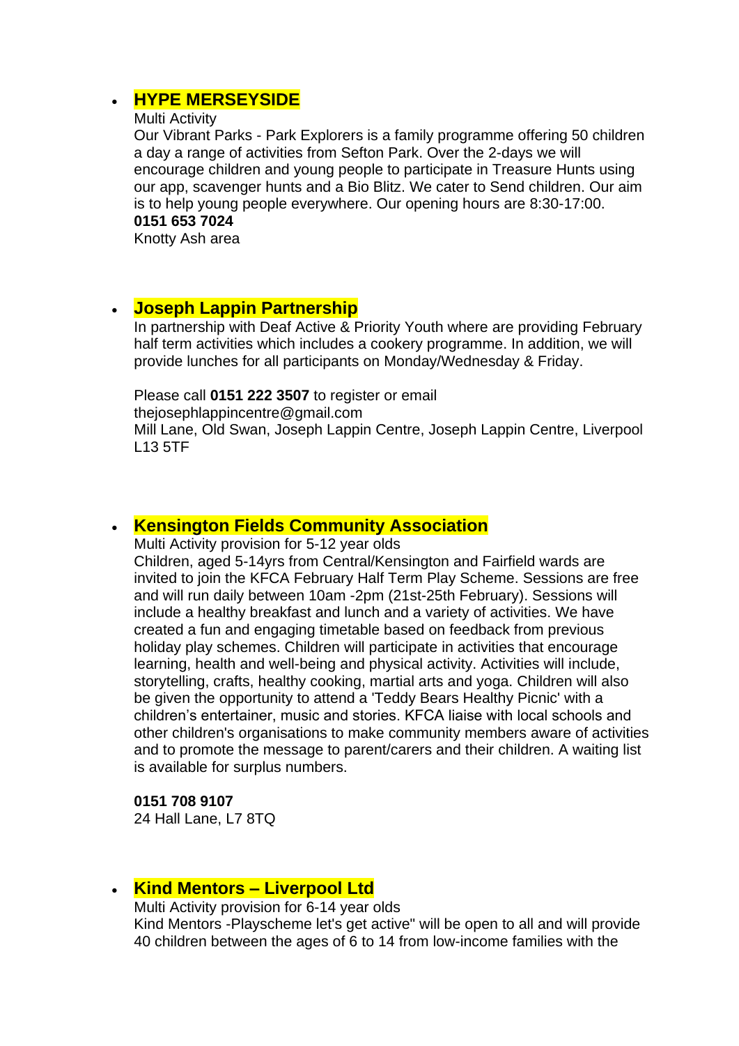- **HYPE MERSEYSIDE**

  Multi Activity

  Our Vibrant Parks - Park Explorers is a family programme offering 50 children a day a range of activities from Sefton Park. Over the 2-days we will encourage children and young people to participate in Treasure Hunts using our app, scavenger hunts and a Bio Blitz. We cater to Send children. Our aim is to help young people everywhere. Our opening hours are 8:30-17:00.

  **0151 653 7024**

  Knotty Ash area

- **Joseph Lappin Partnership**

  In partnership with Deaf Active & Priority Youth where are providing February half term activities which includes a cookery programme. In addition, we will provide lunches for all participants on Monday/Wednesday & Friday.

  Please call **0151 222 3507** to register or email thejosephlappincentre@gmail.com

  Mill Lane, Old Swan, Joseph Lappin Centre, Joseph Lappin Centre, Liverpool L13 5TF

- **Kensington Fields Community Association**

  Multi Activity provision for 5-12 year olds

  Children, aged 5-14yrs from Central/Kensington and Fairfield wards are invited to join the KFCA February Half Term Play Scheme. Sessions are free and will run daily between 10am -2pm (21st-25th February). Sessions will include a healthy breakfast and lunch and a variety of activities. We have created a fun and engaging timetable based on feedback from previous holiday play schemes. Children will participate in activities that encourage learning, health and well-being and physical activity. Activities will include, storytelling, crafts, healthy cooking, martial arts and yoga. Children will also be given the opportunity to attend a 'Teddy Bears Healthy Picnic' with a children's entertainer, music and stories. KFCA liaise with local schools and other children's organisations to make community members aware of activities and to promote the message to parent/carers and their children. A waiting list is available for surplus numbers.

  **0151 708 9107**

  24 Hall Lane, L7 8TQ

- **Kind Mentors – Liverpool Ltd**

  Multi Activity provision for 6-14 year olds

  Kind Mentors -Playscheme let's get active" will be open to all and will provide 40 children between the ages of 6 to 14 from low-income families with the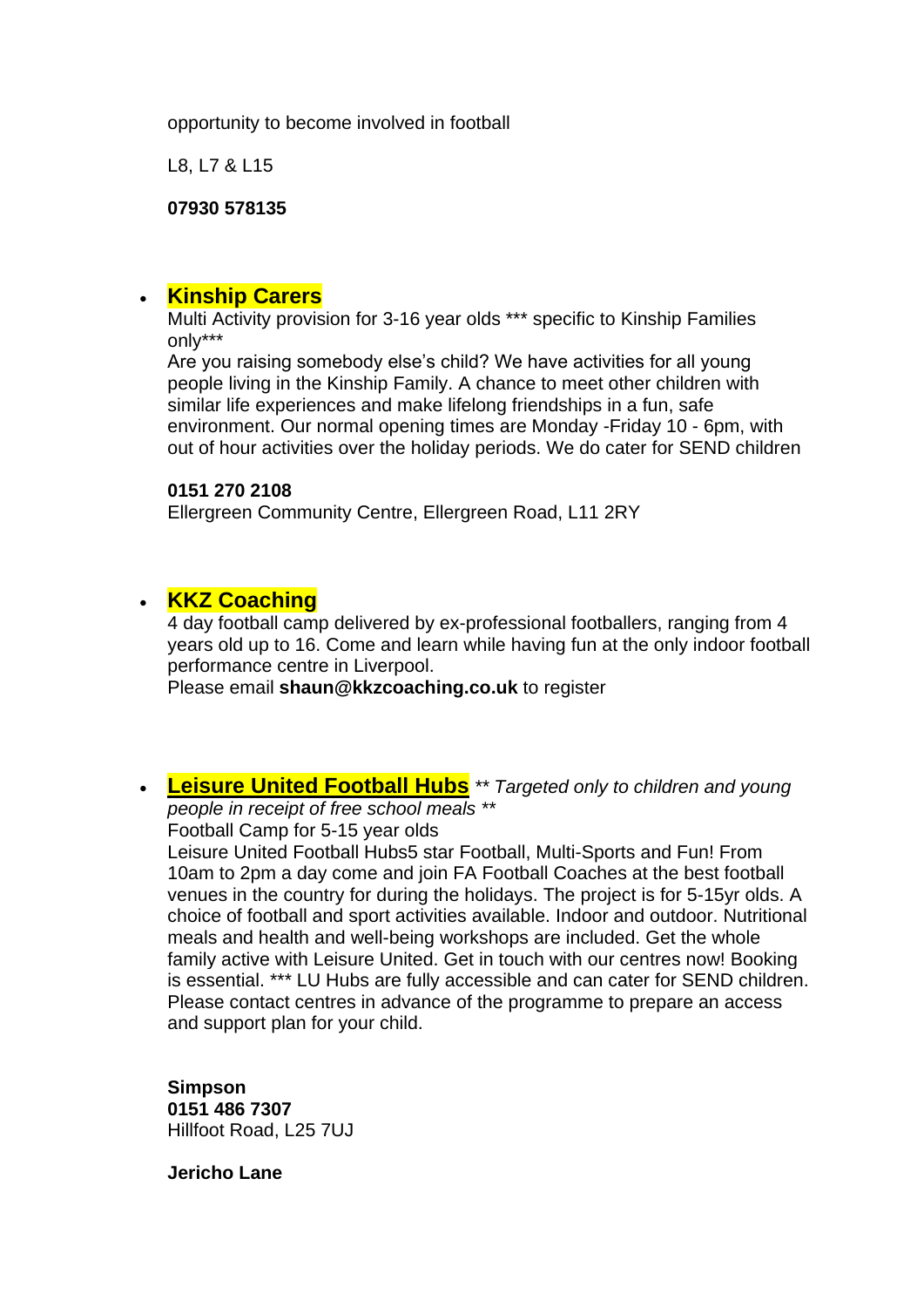opportunity to become involved in football

L8, L7 & L15

**07930 578135**

- **Kinship Carers**
  Multi Activity provision for 3-16 year olds *** specific to Kinship Families only***
  Are you raising somebody else's child? We have activities for all young people living in the Kinship Family. A chance to meet other children with similar life experiences and make lifelong friendships in a fun, safe environment. Our normal opening times are Monday -Friday 10 - 6pm, with out of hour activities over the holiday periods. We do cater for SEND children

  **0151 270 2108**
  Ellergreen Community Centre, Ellergreen Road, L11 2RY

- **KKZ Coaching**
  4 day football camp delivered by ex-professional footballers, ranging from 4 years old up to 16. Come and learn while having fun at the only indoor football performance centre in Liverpool.
  Please email **shaun@kkzcoaching.co.uk** to register

- **Leisure United Football Hubs** *** Targeted only to children and young people in receipt of free school meals ***
  Football Camp for 5-15 year olds
  Leisure United Football Hubs5 star Football, Multi-Sports and Fun! From 10am to 2pm a day come and join FA Football Coaches at the best football venues in the country for during the holidays. The project is for 5-15yr olds. A choice of football and sport activities available. Indoor and outdoor. Nutritional meals and health and well-being workshops are included. Get the whole family active with Leisure United. Get in touch with our centres now! Booking is essential. *** LU Hubs are fully accessible and can cater for SEND children. Please contact centres in advance of the programme to prepare an access and support plan for your child.

  **Simpson**
  **0151 486 7307**
  Hillfoot Road, L25 7UJ

  **Jericho Lane**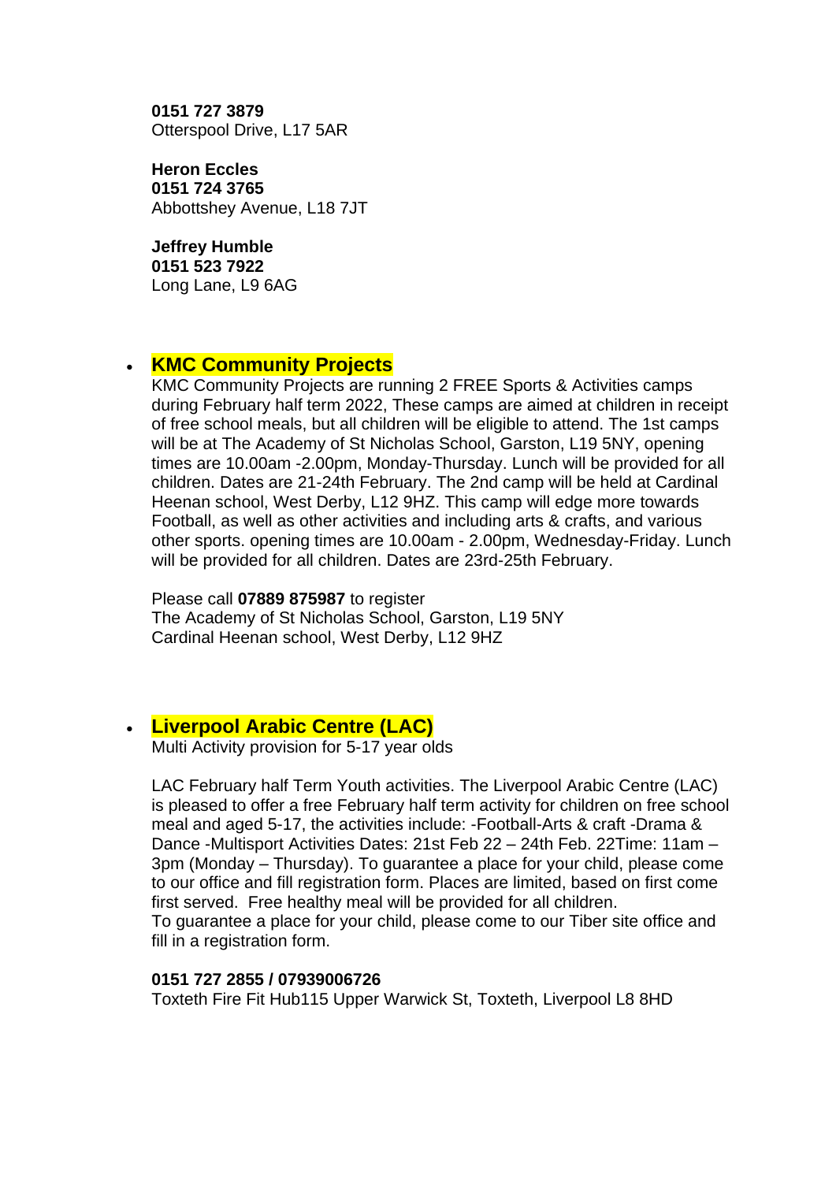**0151 727 3879**
Otterspool Drive, L17 5AR

**Heron Eccles**
**0151 724 3765**
Abbottshey Avenue, L18 7JT

**Jeffrey Humble**
**0151 523 7922**
Long Lane, L9 6AG

- **KMC Community Projects**
  KMC Community Projects are running 2 FREE Sports & Activities camps during February half term 2022, These camps are aimed at children in receipt of free school meals, but all children will be eligible to attend. The 1st camps will be at The Academy of St Nicholas School, Garston, L19 5NY, opening times are 10.00am -2.00pm, Monday-Thursday. Lunch will be provided for all children. Dates are 21-24th February. The 2nd camp will be held at Cardinal Heenan school, West Derby, L12 9HZ. This camp will edge more towards Football, as well as other activities and including arts & crafts, and various other sports. opening times are 10.00am - 2.00pm, Wednesday-Friday. Lunch will be provided for all children. Dates are 23rd-25th February.

  Please call **07889 875987** to register
  The Academy of St Nicholas School, Garston, L19 5NY
  Cardinal Heenan school, West Derby, L12 9HZ

- **Liverpool Arabic Centre (LAC)**
  Multi Activity provision for 5-17 year olds

  LAC February half Term Youth activities. The Liverpool Arabic Centre (LAC) is pleased to offer a free February half term activity for children on free school meal and aged 5-17, the activities include: -Football-Arts & craft -Drama & Dance -Multisport Activities Dates: 21st Feb 22 – 24th Feb. 22Time: 11am – 3pm (Monday – Thursday). To guarantee a place for your child, please come to our office and fill registration form. Places are limited, based on first come first served. Free healthy meal will be provided for all children.
  To guarantee a place for your child, please come to our Tiber site office and fill in a registration form.

  **0151 727 2855 / 07939006726**
  Toxteth Fire Fit Hub115 Upper Warwick St, Toxteth, Liverpool L8 8HD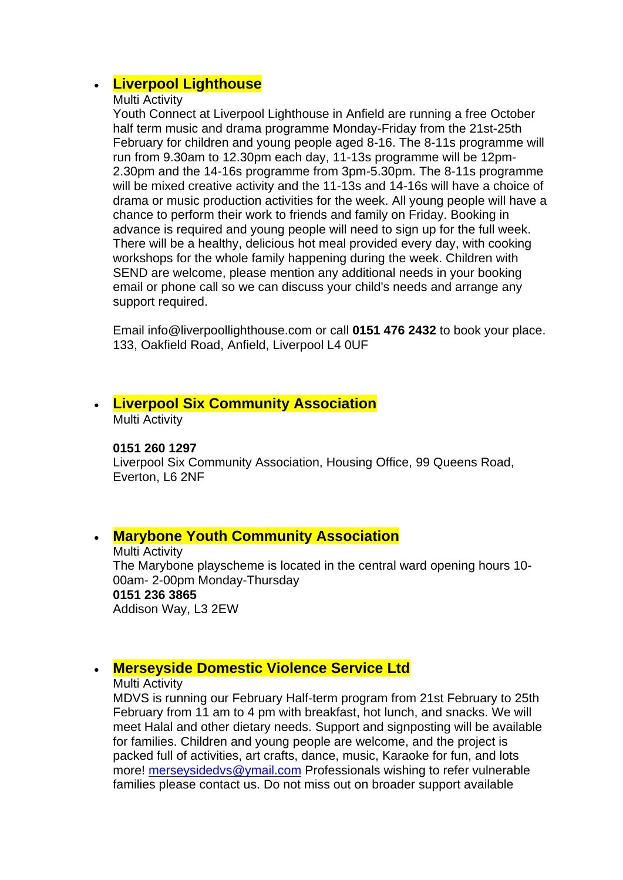- **Liverpool Lighthouse**
  Multi Activity
  Youth Connect at Liverpool Lighthouse in Anfield are running a free October half term music and drama programme Monday-Friday from the 21st-25th February for children and young people aged 8-16. The 8-11s programme will run from 9.30am to 12.30pm each day, 11-13s programme will be 12pm-2.30pm and the 14-16s programme from 3pm-5.30pm. The 8-11s programme will be mixed creative activity and the 11-13s and 14-16s will have a choice of drama or music production activities for the week. All young people will have a chance to perform their work to friends and family on Friday. Booking in advance is required and young people will need to sign up for the full week. There will be a healthy, delicious hot meal provided every day, with cooking workshops for the whole family happening during the week. Children with SEND are welcome, please mention any additional needs in your booking email or phone call so we can discuss your child's needs and arrange any support required.

  Email info@liverpoollighthouse.com or call **0151 476 2432** to book your place.
  133, Oakfield Road, Anfield, Liverpool L4 0UF

- **Liverpool Six Community Association**
  Multi Activity

  **0151 260 1297**
  Liverpool Six Community Association, Housing Office, 99 Queens Road, Everton, L6 2NF

- **Marybone Youth Community Association**
  Multi Activity
  The Marybone playscheme is located in the central ward opening hours 10-00am- 2-00pm Monday-Thursday
  **0151 236 3865**
  Addison Way, L3 2EW

- **Merseyside Domestic Violence Service Ltd**
  Multi Activity
  MDVS is running our February Half-term program from 21st February to 25th February from 11 am to 4 pm with breakfast, hot lunch, and snacks. We will meet Halal and other dietary needs. Support and signposting will be available for families. Children and young people are welcome, and the project is packed full of activities, art crafts, dance, music, Karaoke for fun, and lots more! merseysidedvs@ymail.com Professionals wishing to refer vulnerable families please contact us. Do not miss out on broader support available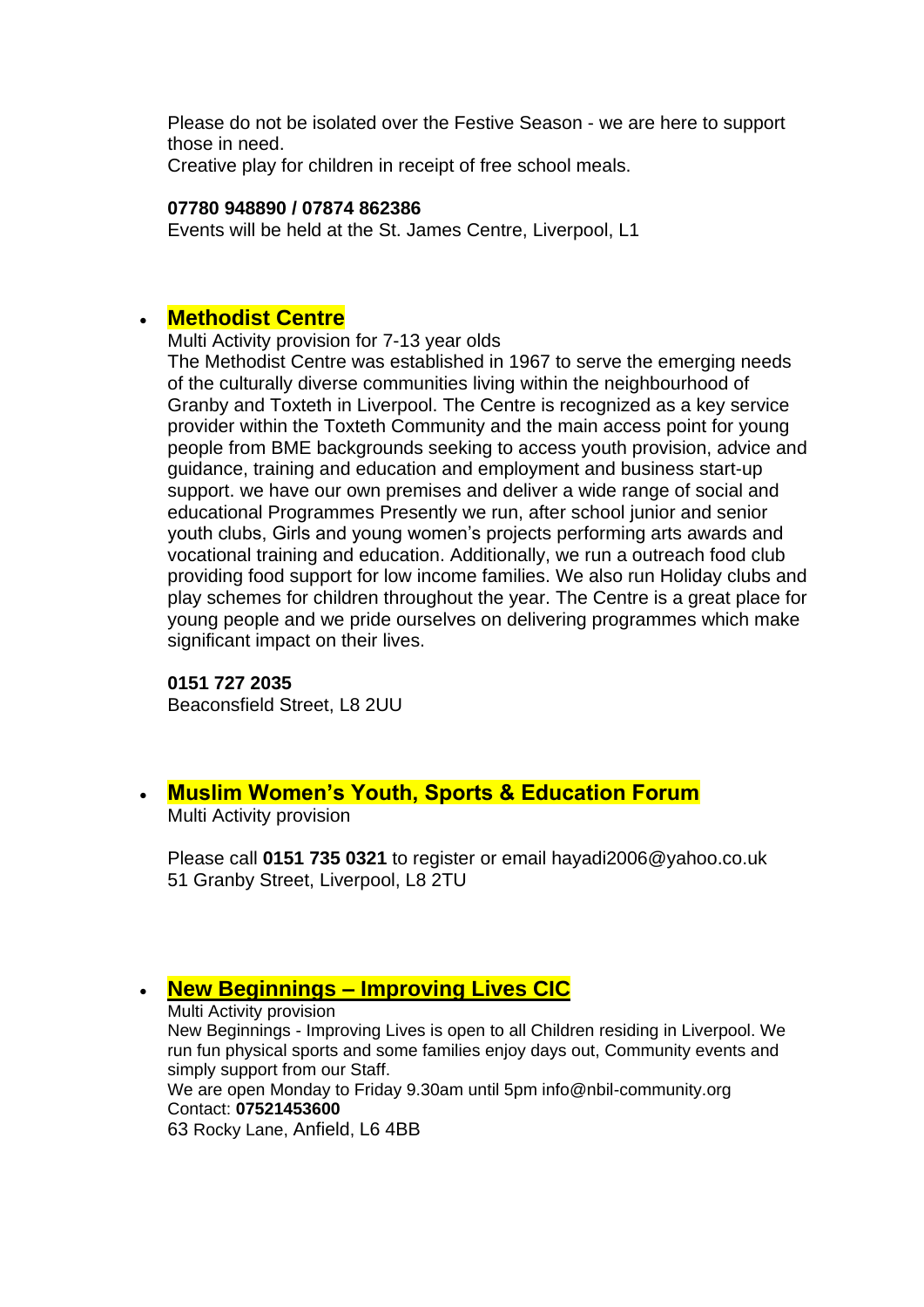Please do not be isolated over the Festive Season - we are here to support those in need.
Creative play for children in receipt of free school meals.

**07780 948890 / 07874 862386**
Events will be held at the St. James Centre, Liverpool, L1

- **Methodist Centre**
  Multi Activity provision for 7-13 year olds
  The Methodist Centre was established in 1967 to serve the emerging needs of the culturally diverse communities living within the neighbourhood of Granby and Toxteth in Liverpool. The Centre is recognized as a key service provider within the Toxteth Community and the main access point for young people from BME backgrounds seeking to access youth provision, advice and guidance, training and education and employment and business start-up support. we have our own premises and deliver a wide range of social and educational Programmes Presently we run, after school junior and senior youth clubs, Girls and young women's projects performing arts awards and vocational training and education. Additionally, we run a outreach food club providing food support for low income families. We also run Holiday clubs and play schemes for children throughout the year. The Centre is a great place for young people and we pride ourselves on delivering programmes which make significant impact on their lives.

  **0151 727 2035**
  Beaconsfield Street, L8 2UU

- **Muslim Women's Youth, Sports & Education Forum**
  Multi Activity provision

  Please call **0151 735 0321** to register or email hayadi2006@yahoo.co.uk
  51 Granby Street, Liverpool, L8 2TU

- **New Beginnings – Improving Lives CIC**
  Multi Activity provision
  New Beginnings - Improving Lives is open to all Children residing in Liverpool. We run fun physical sports and some families enjoy days out, Community events and simply support from our Staff.
  We are open Monday to Friday 9.30am until 5pm info@nbil-community.org
  Contact: **07521453600**
  63 Rocky Lane, Anfield, L6 4BB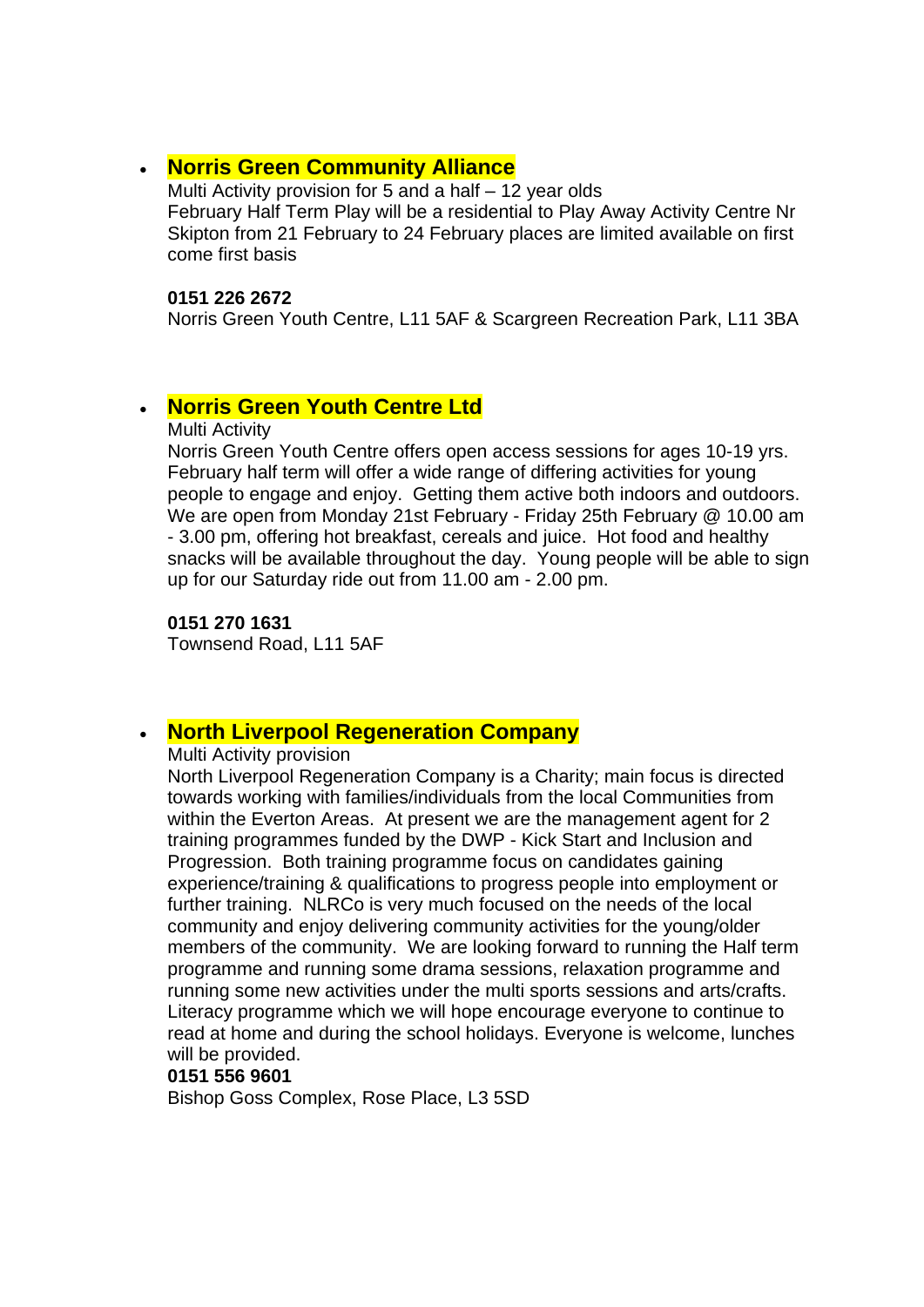- **Norris Green Community Alliance**
  Multi Activity provision for 5 and a half – 12 year olds
  February Half Term Play will be a residential to Play Away Activity Centre Nr Skipton from 21 February to 24 February places are limited available on first come first basis

  **0151 226 2672**
  Norris Green Youth Centre, L11 5AF & Scargreen Recreation Park, L11 3BA

- **Norris Green Youth Centre Ltd**
  Multi Activity
  Norris Green Youth Centre offers open access sessions for ages 10-19 yrs. February half term will offer a wide range of differing activities for young people to engage and enjoy. Getting them active both indoors and outdoors. We are open from Monday 21st February - Friday 25th February @ 10.00 am - 3.00 pm, offering hot breakfast, cereals and juice. Hot food and healthy snacks will be available throughout the day. Young people will be able to sign up for our Saturday ride out from 11.00 am - 2.00 pm.

  **0151 270 1631**
  Townsend Road, L11 5AF

- **North Liverpool Regeneration Company**
  Multi Activity provision
  North Liverpool Regeneration Company is a Charity; main focus is directed towards working with families/individuals from the local Communities from within the Everton Areas. At present we are the management agent for 2 training programmes funded by the DWP - Kick Start and Inclusion and Progression. Both training programme focus on candidates gaining experience/training & qualifications to progress people into employment or further training. NLRCo is very much focused on the needs of the local community and enjoy delivering community activities for the young/older members of the community. We are looking forward to running the Half term programme and running some drama sessions, relaxation programme and running some new activities under the multi sports sessions and arts/crafts. Literacy programme which we will hope encourage everyone to continue to read at home and during the school holidays. Everyone is welcome, lunches will be provided.
  **0151 556 9601**
  Bishop Goss Complex, Rose Place, L3 5SD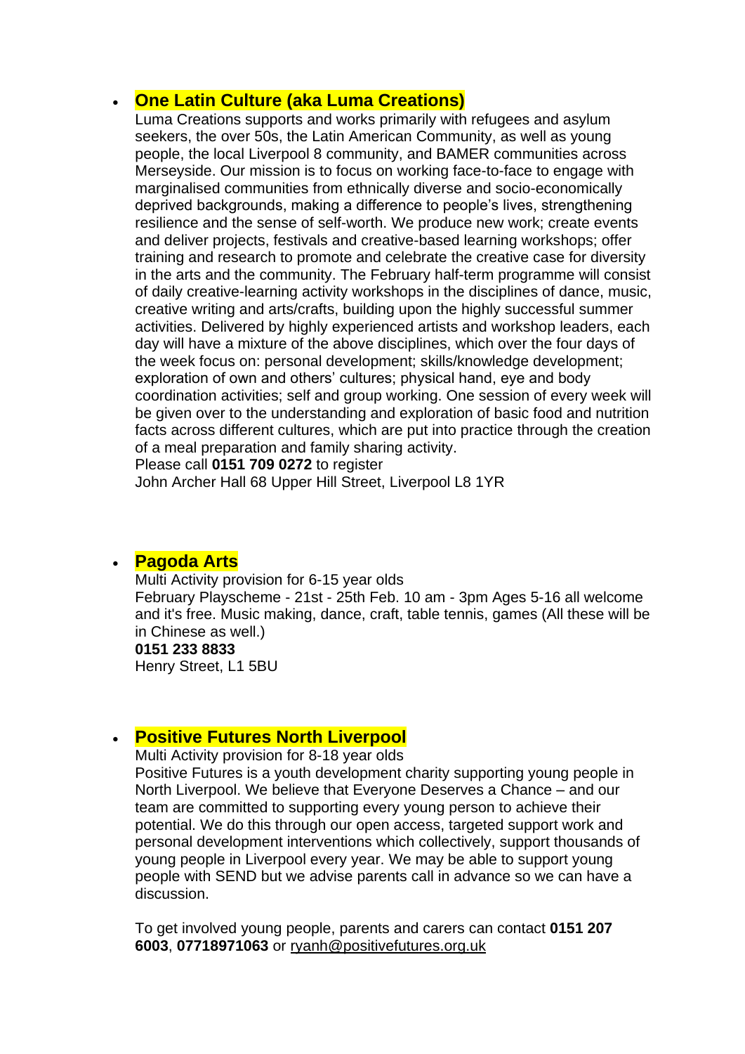- **One Latin Culture (aka Luma Creations)**
  Luma Creations supports and works primarily with refugees and asylum seekers, the over 50s, the Latin American Community, as well as young people, the local Liverpool 8 community, and BAMER communities across Merseyside. Our mission is to focus on working face-to-face to engage with marginalised communities from ethnically diverse and socio-economically deprived backgrounds, making a difference to people's lives, strengthening resilience and the sense of self-worth. We produce new work; create events and deliver projects, festivals and creative-based learning workshops; offer training and research to promote and celebrate the creative case for diversity in the arts and the community. The February half-term programme will consist of daily creative-learning activity workshops in the disciplines of dance, music, creative writing and arts/crafts, building upon the highly successful summer activities. Delivered by highly experienced artists and workshop leaders, each day will have a mixture of the above disciplines, which over the four days of the week focus on: personal development; skills/knowledge development; exploration of own and others' cultures; physical hand, eye and body coordination activities; self and group working. One session of every week will be given over to the understanding and exploration of basic food and nutrition facts across different cultures, which are put into practice through the creation of a meal preparation and family sharing activity.
  Please call **0151 709 0272** to register
  John Archer Hall 68 Upper Hill Street, Liverpool L8 1YR

- **Pagoda Arts**
  Multi Activity provision for 6-15 year olds
  February Playscheme - 21st - 25th Feb. 10 am - 3pm Ages 5-16 all welcome and it's free. Music making, dance, craft, table tennis, games (All these will be in Chinese as well.)
  **0151 233 8833**
  Henry Street, L1 5BU

- **Positive Futures North Liverpool**
  Multi Activity provision for 8-18 year olds
  Positive Futures is a youth development charity supporting young people in North Liverpool. We believe that Everyone Deserves a Chance – and our team are committed to supporting every young person to achieve their potential. We do this through our open access, targeted support work and personal development interventions which collectively, support thousands of young people in Liverpool every year. We may be able to support young people with SEND but we advise parents call in advance so we can have a discussion.

  To get involved young people, parents and carers can contact **0151 207 6003**, **07718971063** or ryanh@positivefutures.org.uk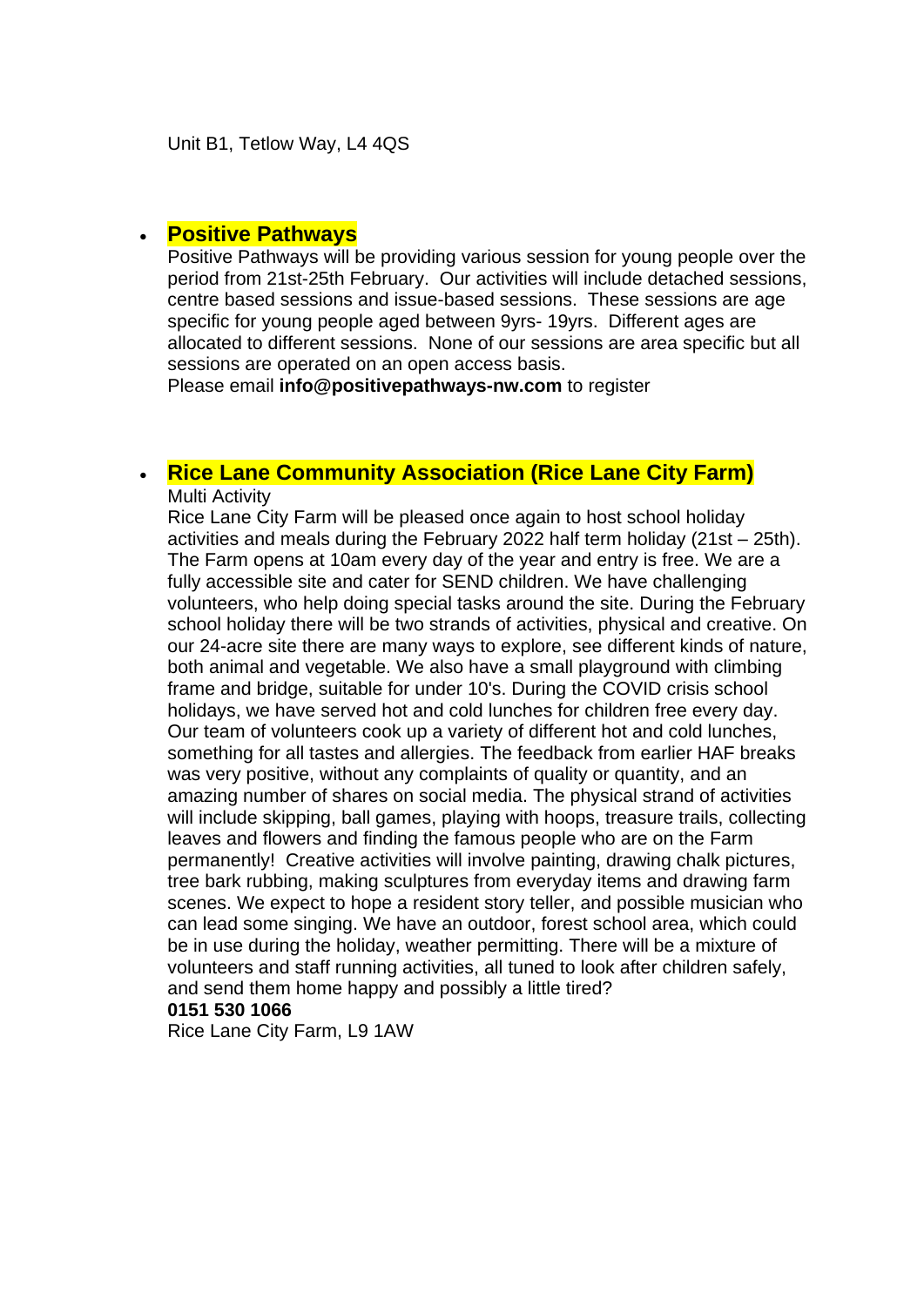Unit B1, Tetlow Way, L4 4QS

- **Positive Pathways**
  Positive Pathways will be providing various session for young people over the period from 21st-25th February. Our activities will include detached sessions, centre based sessions and issue-based sessions. These sessions are age specific for young people aged between 9yrs- 19yrs. Different ages are allocated to different sessions. None of our sessions are area specific but all sessions are operated on an open access basis.
  Please email **info@positivepathways-nw.com** to register

- **Rice Lane Community Association (Rice Lane City Farm)**
  Multi Activity
  Rice Lane City Farm will be pleased once again to host school holiday activities and meals during the February 2022 half term holiday (21st – 25th). The Farm opens at 10am every day of the year and entry is free. We are a fully accessible site and cater for SEND children. We have challenging volunteers, who help doing special tasks around the site. During the February school holiday there will be two strands of activities, physical and creative. On our 24-acre site there are many ways to explore, see different kinds of nature, both animal and vegetable. We also have a small playground with climbing frame and bridge, suitable for under 10's. During the COVID crisis school holidays, we have served hot and cold lunches for children free every day. Our team of volunteers cook up a variety of different hot and cold lunches, something for all tastes and allergies. The feedback from earlier HAF breaks was very positive, without any complaints of quality or quantity, and an amazing number of shares on social media. The physical strand of activities will include skipping, ball games, playing with hoops, treasure trails, collecting leaves and flowers and finding the famous people who are on the Farm permanently! Creative activities will involve painting, drawing chalk pictures, tree bark rubbing, making sculptures from everyday items and drawing farm scenes. We expect to hope a resident story teller, and possible musician who can lead some singing. We have an outdoor, forest school area, which could be in use during the holiday, weather permitting. There will be a mixture of volunteers and staff running activities, all tuned to look after children safely, and send them home happy and possibly a little tired?
  **0151 530 1066**
  Rice Lane City Farm, L9 1AW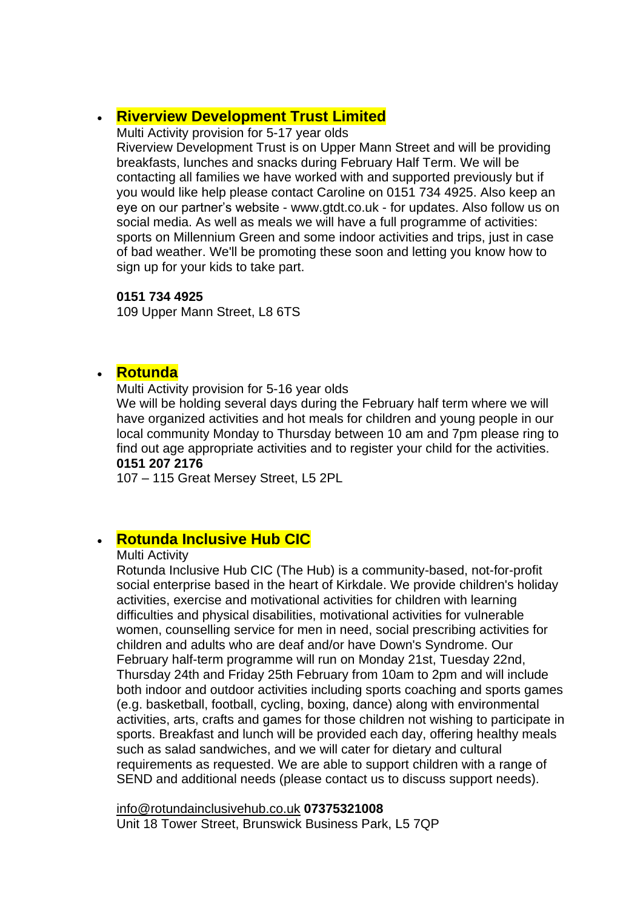- **Riverview Development Trust Limited**

  Multi Activity provision for 5-17 year olds

  Riverview Development Trust is on Upper Mann Street and will be providing breakfasts, lunches and snacks during February Half Term. We will be contacting all families we have worked with and supported previously but if you would like help please contact Caroline on 0151 734 4925. Also keep an eye on our partner's website - www.gtdt.co.uk - for updates. Also follow us on social media. As well as meals we will have a full programme of activities: sports on Millennium Green and some indoor activities and trips, just in case of bad weather. We'll be promoting these soon and letting you know how to sign up for your kids to take part.

  **0151 734 4925**

  109 Upper Mann Street, L8 6TS

- **Rotunda**

  Multi Activity provision for 5-16 year olds

  We will be holding several days during the February half term where we will have organized activities and hot meals for children and young people in our local community Monday to Thursday between 10 am and 7pm please ring to find out age appropriate activities and to register your child for the activities.

  **0151 207 2176**

  107 – 115 Great Mersey Street, L5 2PL

- **Rotunda Inclusive Hub CIC**

  Multi Activity

  Rotunda Inclusive Hub CIC (The Hub) is a community-based, not-for-profit social enterprise based in the heart of Kirkdale. We provide children's holiday activities, exercise and motivational activities for children with learning difficulties and physical disabilities, motivational activities for vulnerable women, counselling service for men in need, social prescribing activities for children and adults who are deaf and/or have Down's Syndrome. Our February half-term programme will run on Monday 21st, Tuesday 22nd, Thursday 24th and Friday 25th February from 10am to 2pm and will include both indoor and outdoor activities including sports coaching and sports games (e.g. basketball, football, cycling, boxing, dance) along with environmental activities, arts, crafts and games for those children not wishing to participate in sports. Breakfast and lunch will be provided each day, offering healthy meals such as salad sandwiches, and we will cater for dietary and cultural requirements as requested. We are able to support children with a range of SEND and additional needs (please contact us to discuss support needs).

  info@rotundainclusivehub.co.uk **07375321008**

  Unit 18 Tower Street, Brunswick Business Park, L5 7QP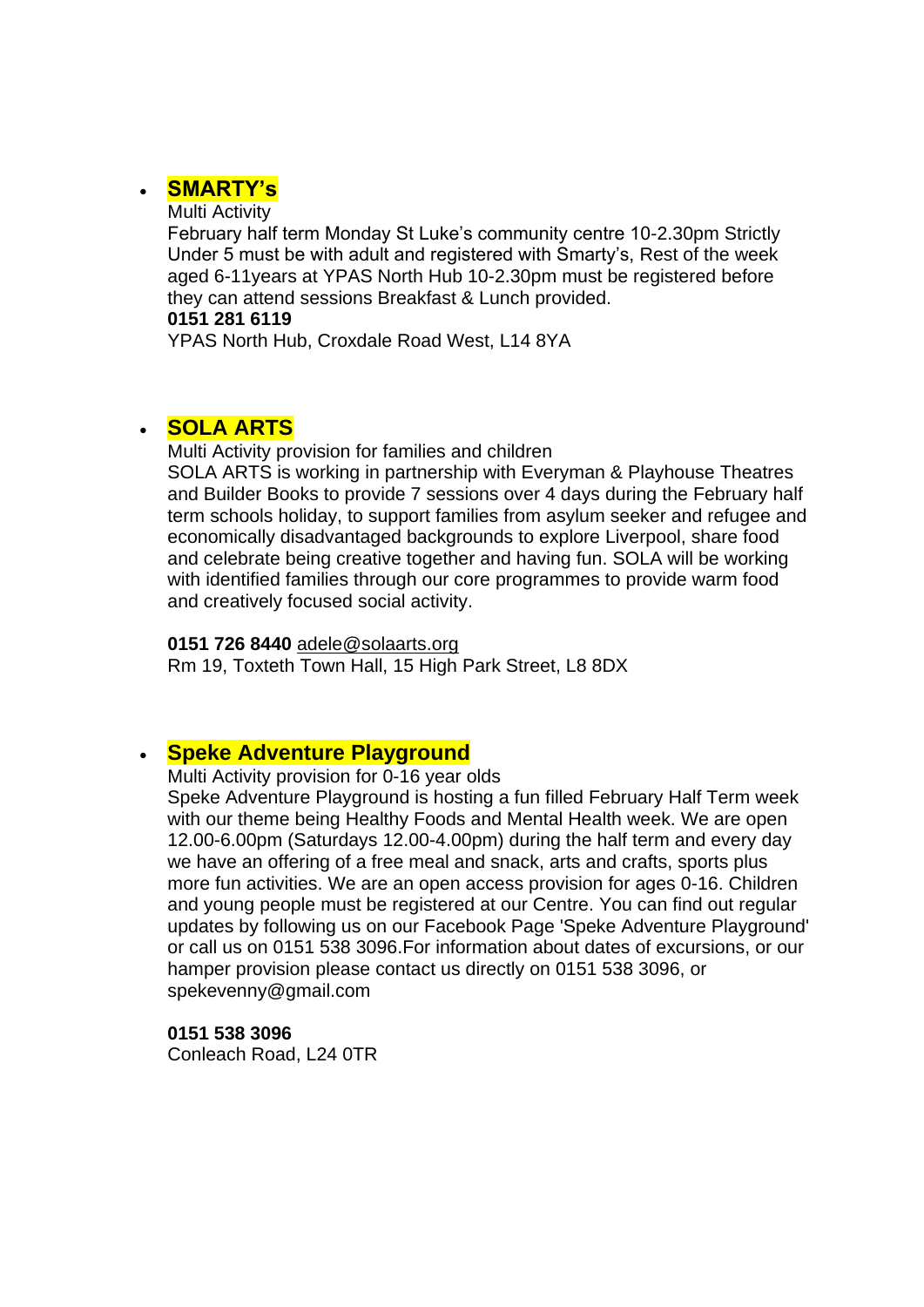- **SMARTY's**

  Multi Activity

  February half term Monday St Luke's community centre 10-2.30pm Strictly Under 5 must be with adult and registered with Smarty's, Rest of the week aged 6-11years at YPAS North Hub 10-2.30pm must be registered before they can attend sessions Breakfast & Lunch provided.

  **0151 281 6119**

  YPAS North Hub, Croxdale Road West, L14 8YA

- **SOLA ARTS**

  Multi Activity provision for families and children

  SOLA ARTS is working in partnership with Everyman & Playhouse Theatres and Builder Books to provide 7 sessions over 4 days during the February half term schools holiday, to support families from asylum seeker and refugee and economically disadvantaged backgrounds to explore Liverpool, share food and celebrate being creative together and having fun. SOLA will be working with identified families through our core programmes to provide warm food and creatively focused social activity.

  **0151 726 8440** adele@solaarts.org

  Rm 19, Toxteth Town Hall, 15 High Park Street, L8 8DX

- **Speke Adventure Playground**

  Multi Activity provision for 0-16 year olds

  Speke Adventure Playground is hosting a fun filled February Half Term week with our theme being Healthy Foods and Mental Health week. We are open 12.00-6.00pm (Saturdays 12.00-4.00pm) during the half term and every day we have an offering of a free meal and snack, arts and crafts, sports plus more fun activities. We are an open access provision for ages 0-16. Children and young people must be registered at our Centre. You can find out regular updates by following us on our Facebook Page 'Speke Adventure Playground' or call us on 0151 538 3096.For information about dates of excursions, or our hamper provision please contact us directly on 0151 538 3096, or spekevenny@gmail.com

  **0151 538 3096**

  Conleach Road, L24 0TR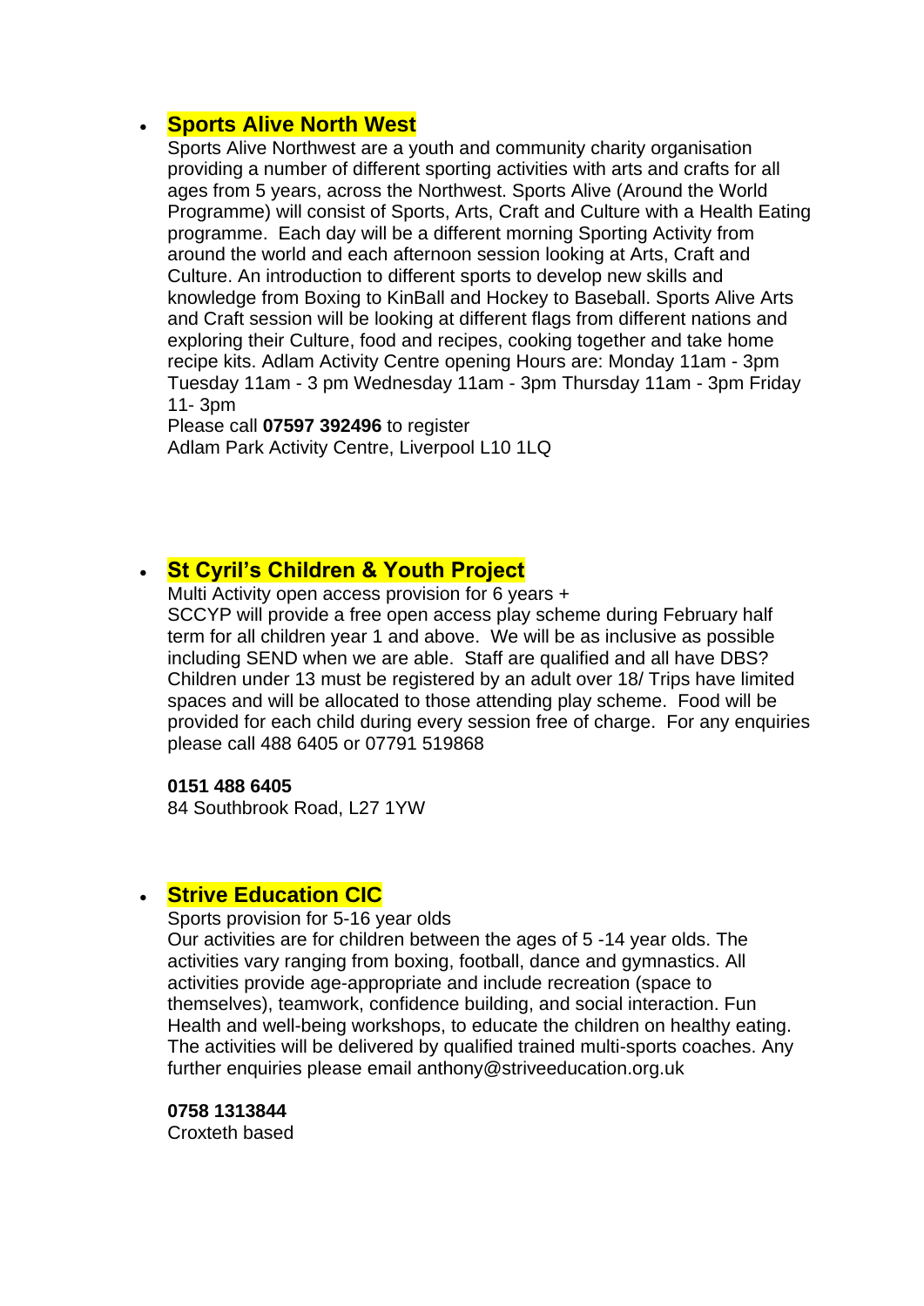- **Sports Alive North West**

  Sports Alive Northwest are a youth and community charity organisation providing a number of different sporting activities with arts and crafts for all ages from 5 years, across the Northwest. Sports Alive (Around the World Programme) will consist of Sports, Arts, Craft and Culture with a Health Eating programme. Each day will be a different morning Sporting Activity from around the world and each afternoon session looking at Arts, Craft and Culture. An introduction to different sports to develop new skills and knowledge from Boxing to KinBall and Hockey to Baseball. Sports Alive Arts and Craft session will be looking at different flags from different nations and exploring their Culture, food and recipes, cooking together and take home recipe kits. Adlam Activity Centre opening Hours are: Monday 11am - 3pm Tuesday 11am - 3 pm Wednesday 11am - 3pm Thursday 11am - 3pm Friday 11- 3pm

  Please call **07597 392496** to register

  Adlam Park Activity Centre, Liverpool L10 1LQ

- **St Cyril's Children & Youth Project**

  Multi Activity open access provision for 6 years +

  SCCYP will provide a free open access play scheme during February half term for all children year 1 and above. We will be as inclusive as possible including SEND when we are able. Staff are qualified and all have DBS? Children under 13 must be registered by an adult over 18/ Trips have limited spaces and will be allocated to those attending play scheme. Food will be provided for each child during every session free of charge. For any enquiries please call 488 6405 or 07791 519868

  **0151 488 6405**

  84 Southbrook Road, L27 1YW

- **Strive Education CIC**

  Sports provision for 5-16 year olds

  Our activities are for children between the ages of 5 -14 year olds. The activities vary ranging from boxing, football, dance and gymnastics. All activities provide age-appropriate and include recreation (space to themselves), teamwork, confidence building, and social interaction. Fun Health and well-being workshops, to educate the children on healthy eating. The activities will be delivered by qualified trained multi-sports coaches. Any further enquiries please email anthony@striveeducation.org.uk

  **0758 1313844**

  Croxteth based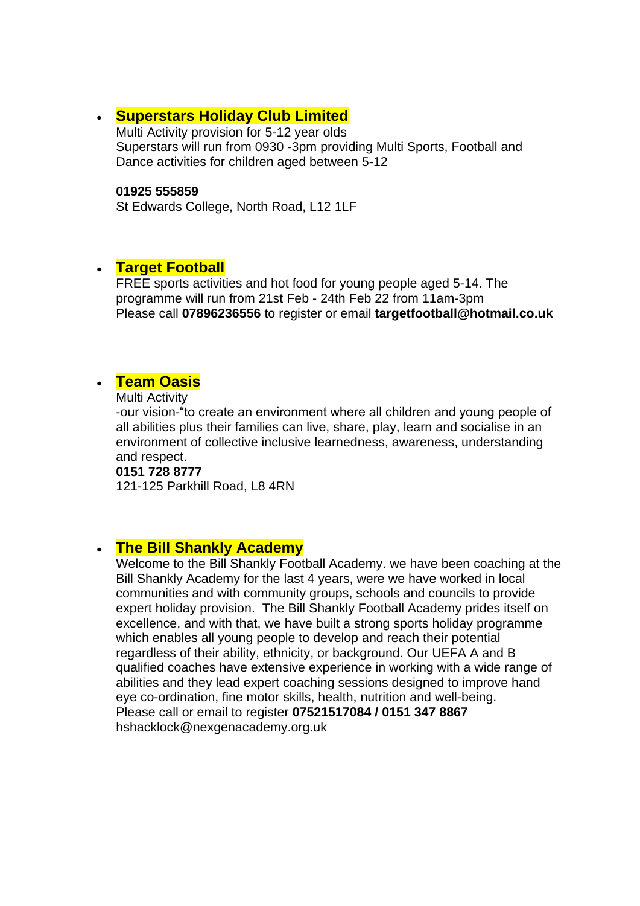- **Superstars Holiday Club Limited**
  Multi Activity provision for 5-12 year olds
  Superstars will run from 0930 -3pm providing Multi Sports, Football and Dance activities for children aged between 5-12

  **01925 555859**
  St Edwards College, North Road, L12 1LF

- **Target Football**
  FREE sports activities and hot food for young people aged 5-14. The programme will run from 21st Feb - 24th Feb 22 from 11am-3pm
  Please call **07896236556** to register or email **targetfootball@hotmail.co.uk**

- **Team Oasis**
  Multi Activity
  -our vision-"to create an environment where all children and young people of all abilities plus their families can live, share, play, learn and socialise in an environment of collective inclusive learnedness, awareness, understanding and respect.
  **0151 728 8777**
  121-125 Parkhill Road, L8 4RN

- **The Bill Shankly Academy**
  Welcome to the Bill Shankly Football Academy. we have been coaching at the Bill Shankly Academy for the last 4 years, were we have worked in local communities and with community groups, schools and councils to provide expert holiday provision. The Bill Shankly Football Academy prides itself on excellence, and with that, we have built a strong sports holiday programme which enables all young people to develop and reach their potential regardless of their ability, ethnicity, or background. Our UEFA A and B qualified coaches have extensive experience in working with a wide range of abilities and they lead expert coaching sessions designed to improve hand eye co-ordination, fine motor skills, health, nutrition and well-being.
  Please call or email to register **07521517084 / 0151 347 8867**
  hshacklock@nexgenacademy.org.uk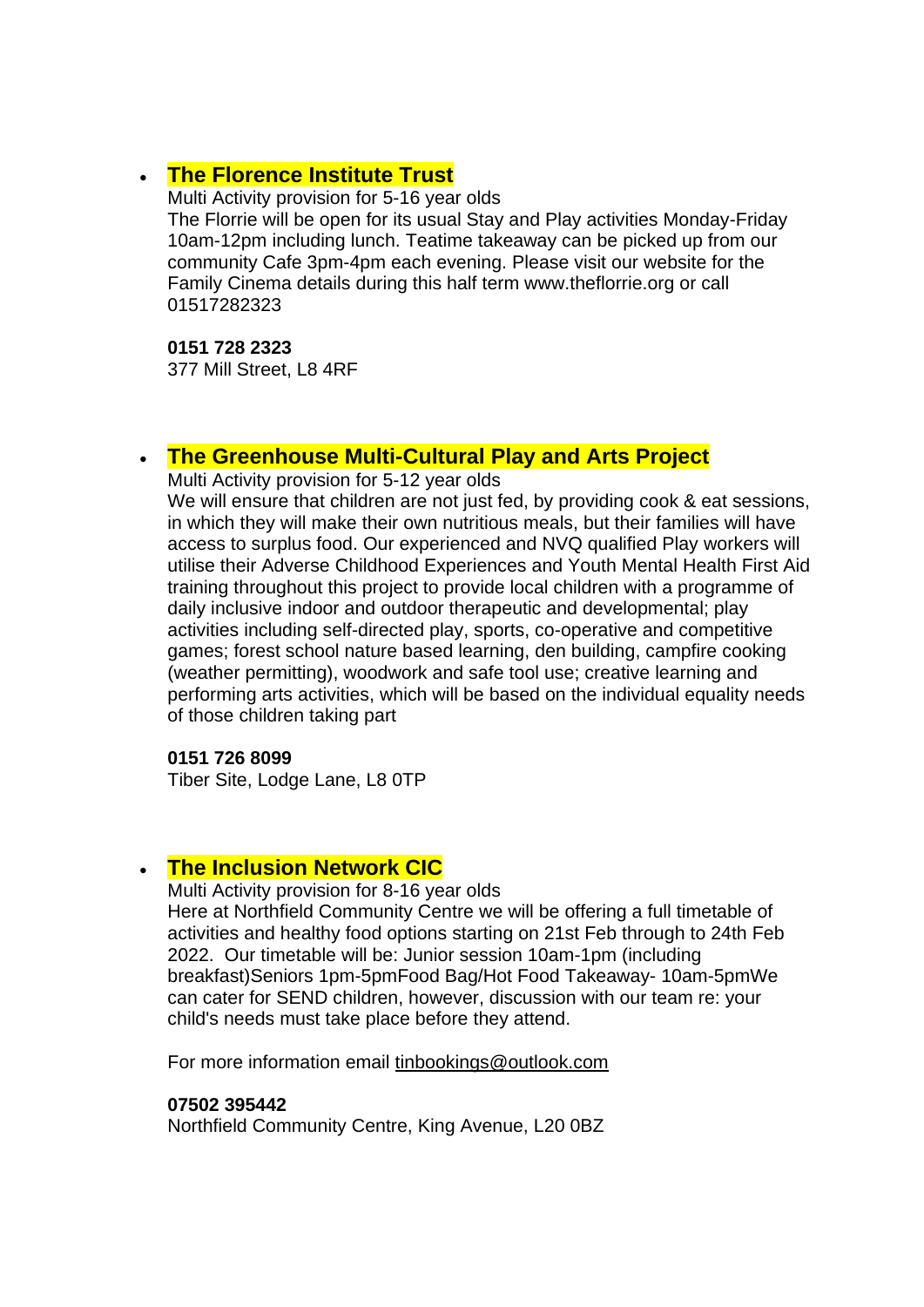- **The Florence Institute Trust**

  Multi Activity provision for 5-16 year olds
  The Florrie will be open for its usual Stay and Play activities Monday-Friday 10am-12pm including lunch. Teatime takeaway can be picked up from our community Cafe 3pm-4pm each evening. Please visit our website for the Family Cinema details during this half term www.theflorrie.org or call 01517282323

  **0151 728 2323**
  377 Mill Street, L8 4RF

- **The Greenhouse Multi-Cultural Play and Arts Project**

  Multi Activity provision for 5-12 year olds
  We will ensure that children are not just fed, by providing cook & eat sessions, in which they will make their own nutritious meals, but their families will have access to surplus food. Our experienced and NVQ qualified Play workers will utilise their Adverse Childhood Experiences and Youth Mental Health First Aid training throughout this project to provide local children with a programme of daily inclusive indoor and outdoor therapeutic and developmental; play activities including self-directed play, sports, co-operative and competitive games; forest school nature based learning, den building, campfire cooking (weather permitting), woodwork and safe tool use; creative learning and performing arts activities, which will be based on the individual equality needs of those children taking part

  **0151 726 8099**
  Tiber Site, Lodge Lane, L8 0TP

- **The Inclusion Network CIC**

  Multi Activity provision for 8-16 year olds
  Here at Northfield Community Centre we will be offering a full timetable of activities and healthy food options starting on 21st Feb through to 24th Feb 2022. Our timetable will be: Junior session 10am-1pm (including breakfast)Seniors 1pm-5pmFood Bag/Hot Food Takeaway- 10am-5pmWe can cater for SEND children, however, discussion with our team re: your child's needs must take place before they attend.

  For more information email tinbookings@outlook.com

  **07502 395442**
  Northfield Community Centre, King Avenue, L20 0BZ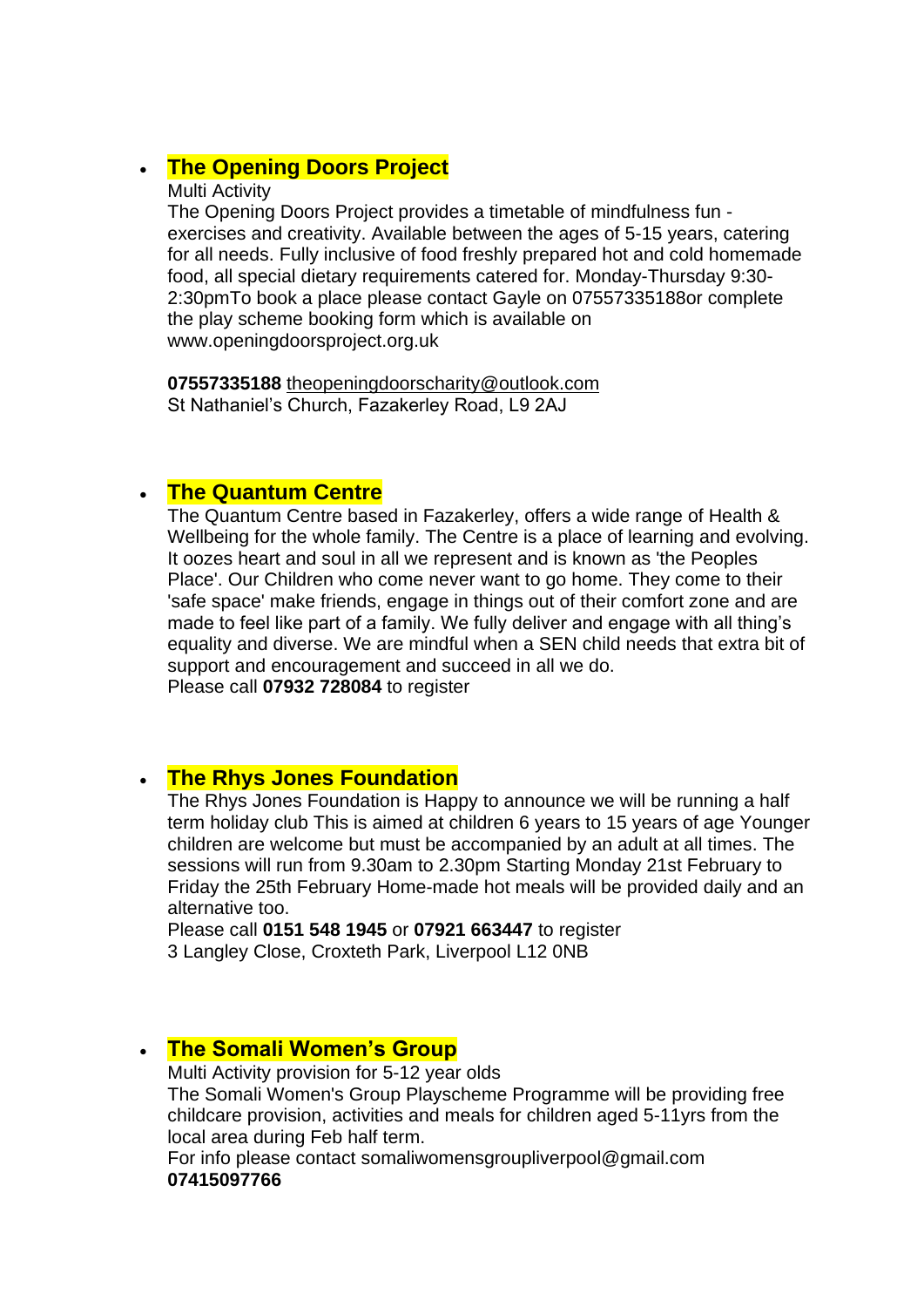- **The Opening Doors Project**

  Multi Activity

  The Opening Doors Project provides a timetable of mindfulness fun - exercises and creativity. Available between the ages of 5-15 years, catering for all needs. Fully inclusive of food freshly prepared hot and cold homemade food, all special dietary requirements catered for. Monday-Thursday 9:30-2:30pmTo book a place please contact Gayle on 07557335188or complete the play scheme booking form which is available on www.openingdoorsproject.org.uk

  **07557335188** theopeningdoorscharity@outlook.com
  St Nathaniel's Church, Fazakerley Road, L9 2AJ

- **The Quantum Centre**

  The Quantum Centre based in Fazakerley, offers a wide range of Health & Wellbeing for the whole family. The Centre is a place of learning and evolving. It oozes heart and soul in all we represent and is known as 'the Peoples Place'. Our Children who come never want to go home. They come to their 'safe space' make friends, engage in things out of their comfort zone and are made to feel like part of a family. We fully deliver and engage with all thing's equality and diverse. We are mindful when a SEN child needs that extra bit of support and encouragement and succeed in all we do.
  Please call **07932 728084** to register

- **The Rhys Jones Foundation**

  The Rhys Jones Foundation is Happy to announce we will be running a half term holiday club This is aimed at children 6 years to 15 years of age Younger children are welcome but must be accompanied by an adult at all times. The sessions will run from 9.30am to 2.30pm Starting Monday 21st February to Friday the 25th February Home-made hot meals will be provided daily and an alternative too.
  Please call **0151 548 1945** or **07921 663447** to register
  3 Langley Close, Croxteth Park, Liverpool L12 0NB

- **The Somali Women's Group**

  Multi Activity provision for 5-12 year olds

  The Somali Women's Group Playscheme Programme will be providing free childcare provision, activities and meals for children aged 5-11yrs from the local area during Feb half term.
  For info please contact somaliwomensgroupliverpool@gmail.com
  **07415097766**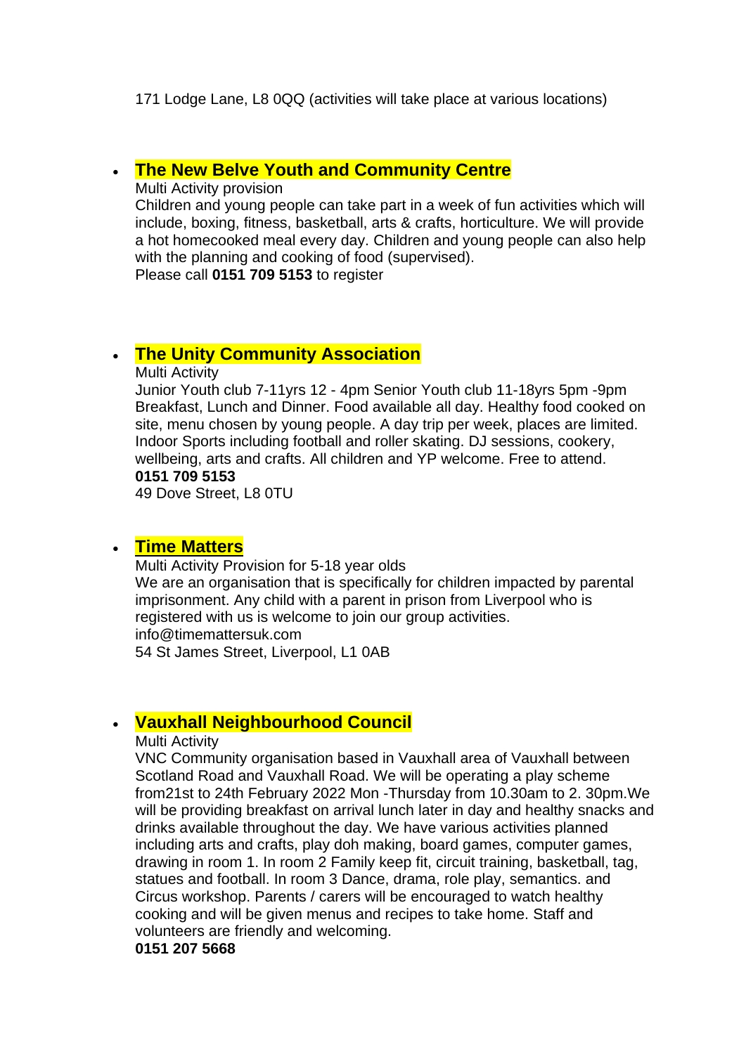171 Lodge Lane, L8 0QQ (activities will take place at various locations)

- **The New Belve Youth and Community Centre**
  Multi Activity provision
  Children and young people can take part in a week of fun activities which will include, boxing, fitness, basketball, arts & crafts, horticulture. We will provide a hot homecooked meal every day. Children and young people can also help with the planning and cooking of food (supervised).
  Please call **0151 709 5153** to register

- **The Unity Community Association**
  Multi Activity
  Junior Youth club 7-11yrs 12 - 4pm Senior Youth club 11-18yrs 5pm -9pm Breakfast, Lunch and Dinner. Food available all day. Healthy food cooked on site, menu chosen by young people. A day trip per week, places are limited. Indoor Sports including football and roller skating. DJ sessions, cookery, wellbeing, arts and crafts. All children and YP welcome. Free to attend.
  **0151 709 5153**
  49 Dove Street, L8 0TU

- **Time Matters**
  Multi Activity Provision for 5-18 year olds
  We are an organisation that is specifically for children impacted by parental imprisonment. Any child with a parent in prison from Liverpool who is registered with us is welcome to join our group activities.
  info@timemattersuk.com
  54 St James Street, Liverpool, L1 0AB

- **Vauxhall Neighbourhood Council**
  Multi Activity
  VNC Community organisation based in Vauxhall area of Vauxhall between Scotland Road and Vauxhall Road. We will be operating a play scheme from21st to 24th February 2022 Mon -Thursday from 10.30am to 2. 30pm.We will be providing breakfast on arrival lunch later in day and healthy snacks and drinks available throughout the day. We have various activities planned including arts and crafts, play doh making, board games, computer games, drawing in room 1. In room 2 Family keep fit, circuit training, basketball, tag, statues and football. In room 3 Dance, drama, role play, semantics. and Circus workshop. Parents / carers will be encouraged to watch healthy cooking and will be given menus and recipes to take home. Staff and volunteers are friendly and welcoming.
  **0151 207 5668**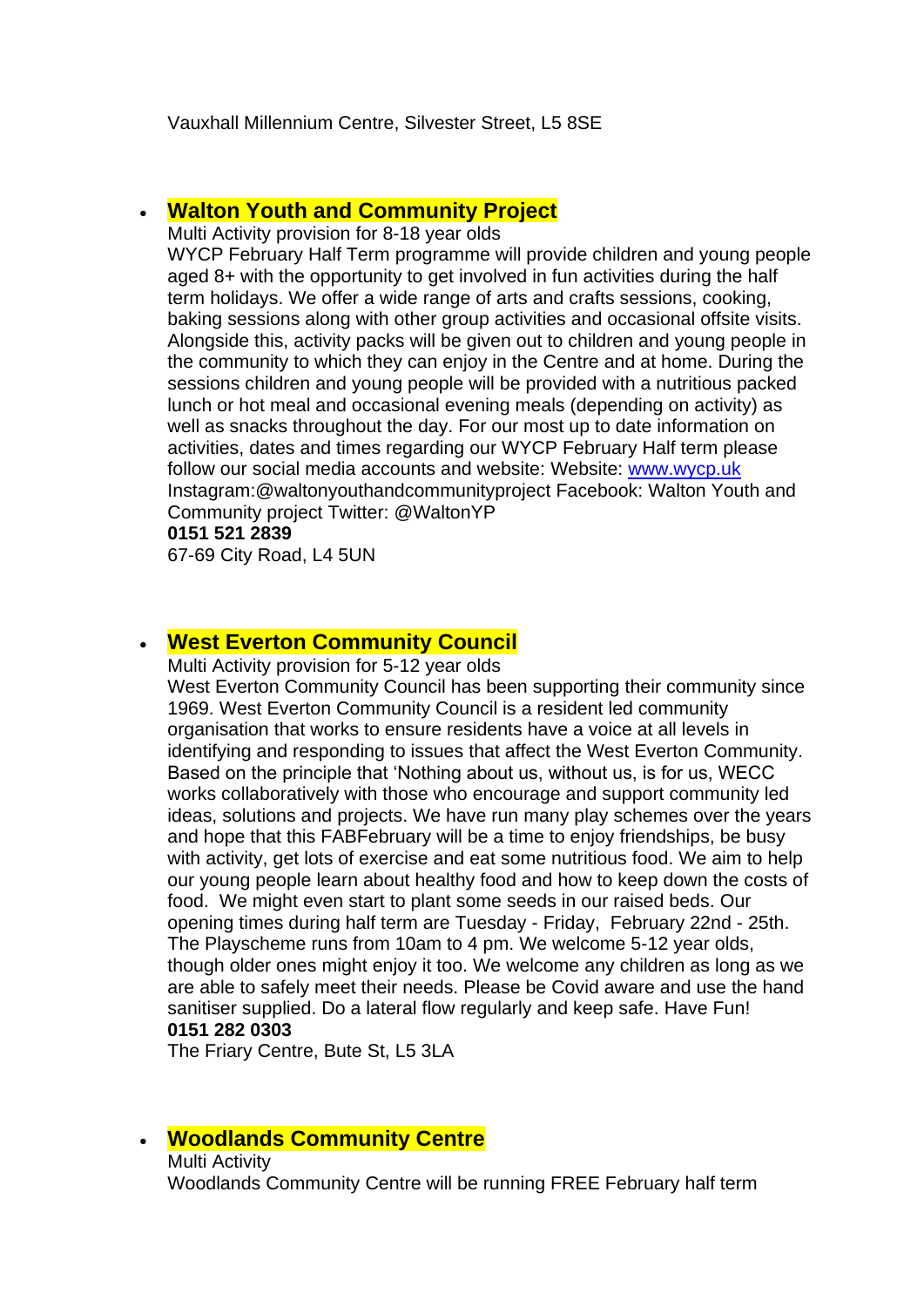Vauxhall Millennium Centre, Silvester Street, L5 8SE

- **Walton Youth and Community Project**
  Multi Activity provision for 8-18 year olds
  WYCP February Half Term programme will provide children and young people aged 8+ with the opportunity to get involved in fun activities during the half term holidays. We offer a wide range of arts and crafts sessions, cooking, baking sessions along with other group activities and occasional offsite visits. Alongside this, activity packs will be given out to children and young people in the community to which they can enjoy in the Centre and at home. During the sessions children and young people will be provided with a nutritious packed lunch or hot meal and occasional evening meals (depending on activity) as well as snacks throughout the day. For our most up to date information on activities, dates and times regarding our WYCP February Half term please follow our social media accounts and website: Website: [www.wycp.uk](http://www.wycp.uk) Instagram:@waltonyouthandcommunityproject Facebook: Walton Youth and Community project Twitter: @WaltonYP
  **0151 521 2839**
  67-69 City Road, L4 5UN

- **West Everton Community Council**
  Multi Activity provision for 5-12 year olds
  West Everton Community Council has been supporting their community since 1969. West Everton Community Council is a resident led community organisation that works to ensure residents have a voice at all levels in identifying and responding to issues that affect the West Everton Community. Based on the principle that 'Nothing about us, without us, is for us, WECC works collaboratively with those who encourage and support community led ideas, solutions and projects. We have run many play schemes over the years and hope that this FABFebruary will be a time to enjoy friendships, be busy with activity, get lots of exercise and eat some nutritious food. We aim to help our young people learn about healthy food and how to keep down the costs of food. We might even start to plant some seeds in our raised beds. Our opening times during half term are Tuesday - Friday, February 22nd - 25th. The Playscheme runs from 10am to 4 pm. We welcome 5-12 year olds, though older ones might enjoy it too. We welcome any children as long as we are able to safely meet their needs. Please be Covid aware and use the hand sanitiser supplied. Do a lateral flow regularly and keep safe. Have Fun!
  **0151 282 0303**
  The Friary Centre, Bute St, L5 3LA

- **Woodlands Community Centre**
  Multi Activity
  Woodlands Community Centre will be running FREE February half term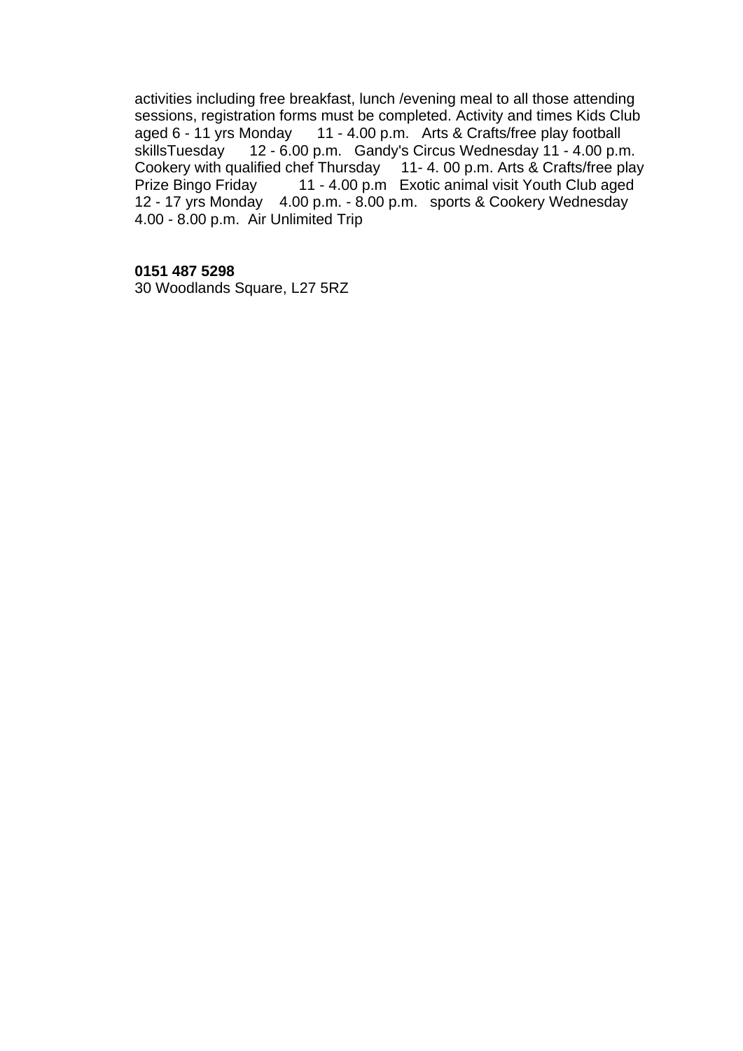activities including free breakfast, lunch /evening meal to all those attending sessions, registration forms must be completed. Activity and times Kids Club aged 6 - 11 yrs Monday 11 - 4.00 p.m. Arts & Crafts/free play football skillsTuesday 12 - 6.00 p.m. Gandy's Circus Wednesday 11 - 4.00 p.m. Cookery with qualified chef Thursday 11- 4. 00 p.m. Arts & Crafts/free play Prize Bingo Friday 11 - 4.00 p.m Exotic animal visit Youth Club aged 12 - 17 yrs Monday 4.00 p.m. - 8.00 p.m. sports & Cookery Wednesday 4.00 - 8.00 p.m. Air Unlimited Trip

**0151 487 5298**
30 Woodlands Square, L27 5RZ